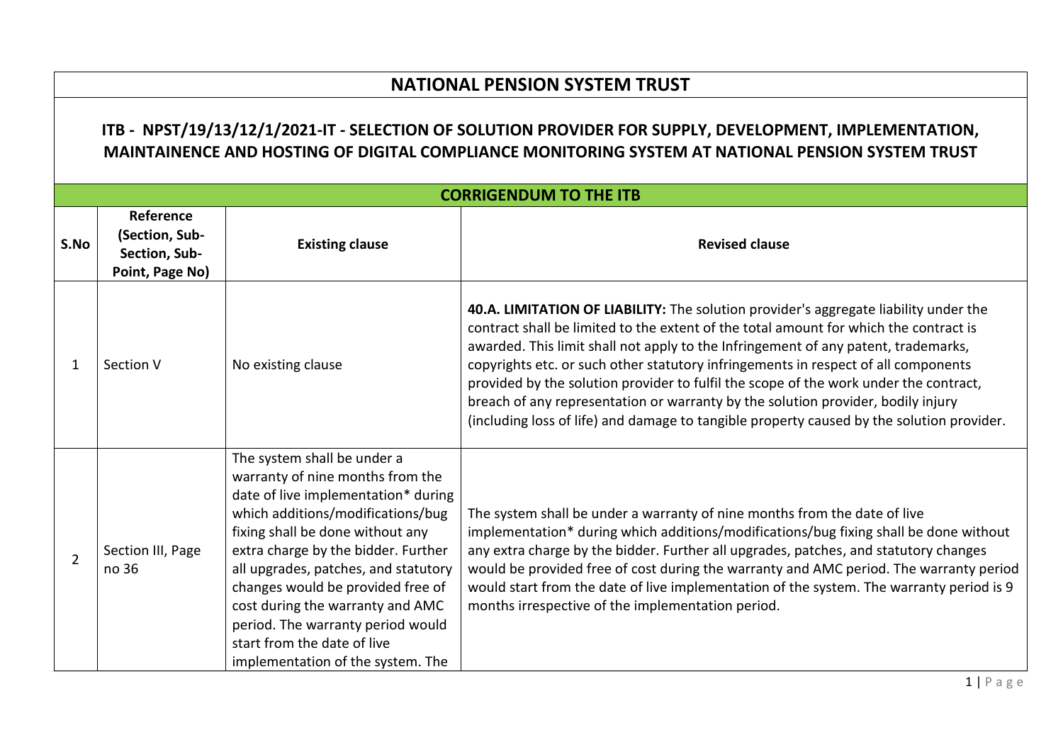# NATIONAL PENSION SYSTEM TRUST

## ITB - NPST/19/13/12/1/2021-IT - SELECTION OF SOLUTION PROVIDER FOR SUPPLY, DEVELOPMENT, IMPLEMENTATION, MAINTAINENCE AND HOSTING OF DIGITAL COMPLIANCE MONITORING SYSTEM AT NATIONAL PENSION SYSTEM TRUST

### CORRIGENDUM TO THE ITB

| S.No | Reference (Section, Sub-Section, Sub-Point, Page No) | Existing clause | Revised clause |
|---|---|---|---|
| 1 | Section V | No existing clause | **40.A. LIMITATION OF LIABILITY:** The solution provider's aggregate liability under the contract shall be limited to the extent of the total amount for which the contract is awarded. This limit shall not apply to the Infringement of any patent, trademarks, copyrights etc. or such other statutory infringements in respect of all components provided by the solution provider to fulfil the scope of the work under the contract, breach of any representation or warranty by the solution provider, bodily injury (including loss of life) and damage to tangible property caused by the solution provider. |
| 2 | Section III, Page no 36 | The system shall be under a warranty of nine months from the date of live implementation* during which additions/modifications/bug fixing shall be done without any extra charge by the bidder. Further all upgrades, patches, and statutory changes would be provided free of cost during the warranty and AMC period. The warranty period would start from the date of live implementation of the system. The | The system shall be under a warranty of nine months from the date of live implementation* during which additions/modifications/bug fixing shall be done without any extra charge by the bidder. Further all upgrades, patches, and statutory changes would be provided free of cost during the warranty and AMC period. The warranty period would start from the date of live implementation of the system. The warranty period is 9 months irrespective of the implementation period. |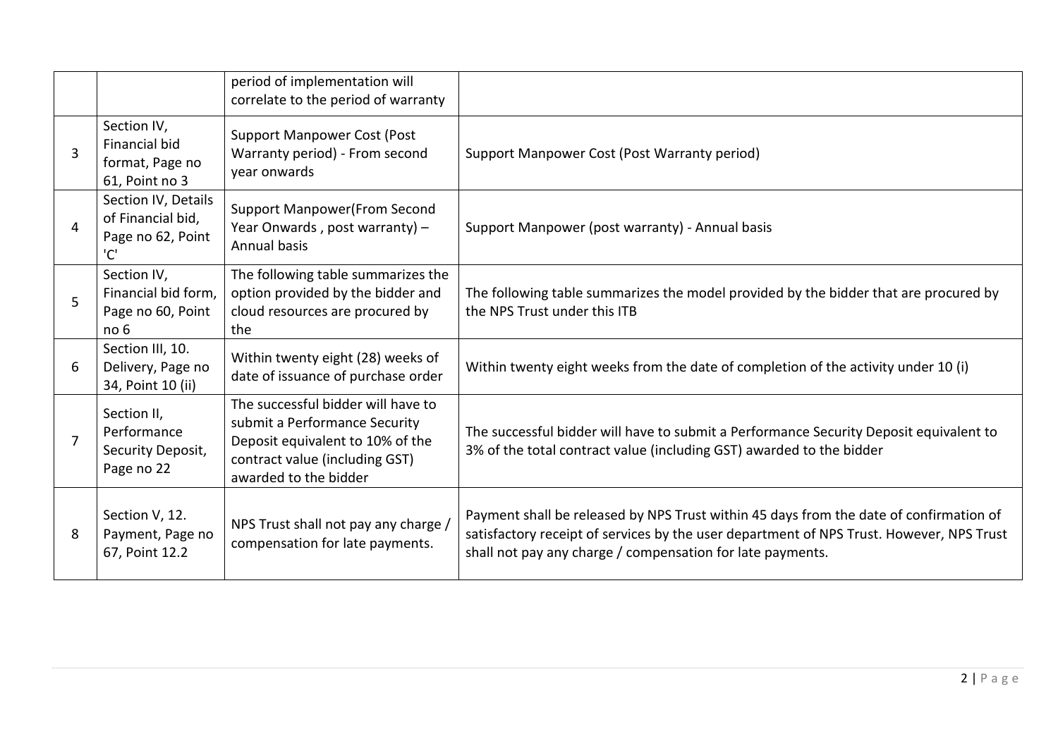| | | | |
|---|---|---|---|
| | | period of implementation will correlate to the period of warranty | |
| 3 | Section IV, Financial bid format, Page no 61, Point no 3 | Support Manpower Cost (Post Warranty period) - From second year onwards | Support Manpower Cost (Post Warranty period) |
| 4 | Section IV, Details of Financial bid, Page no 62, Point 'C' | Support Manpower(From Second Year Onwards , post warranty) – Annual basis | Support Manpower (post warranty) - Annual basis |
| 5 | Section IV, Financial bid form, Page no 60, Point no 6 | The following table summarizes the option provided by the bidder and cloud resources are procured by the | The following table summarizes the model provided by the bidder that are procured by the NPS Trust under this ITB |
| 6 | Section III, 10. Delivery, Page no 34, Point 10 (ii) | Within twenty eight (28) weeks of date of issuance of purchase order | Within twenty eight weeks from the date of completion of the activity under 10 (i) |
| 7 | Section II, Performance Security Deposit, Page no 22 | The successful bidder will have to submit a Performance Security Deposit equivalent to 10% of the contract value (including GST) awarded to the bidder | The successful bidder will have to submit a Performance Security Deposit equivalent to 3% of the total contract value (including GST) awarded to the bidder |
| 8 | Section V, 12. Payment, Page no 67, Point 12.2 | NPS Trust shall not pay any charge / compensation for late payments. | Payment shall be released by NPS Trust within 45 days from the date of confirmation of satisfactory receipt of services by the user department of NPS Trust. However, NPS Trust shall not pay any charge / compensation for late payments. |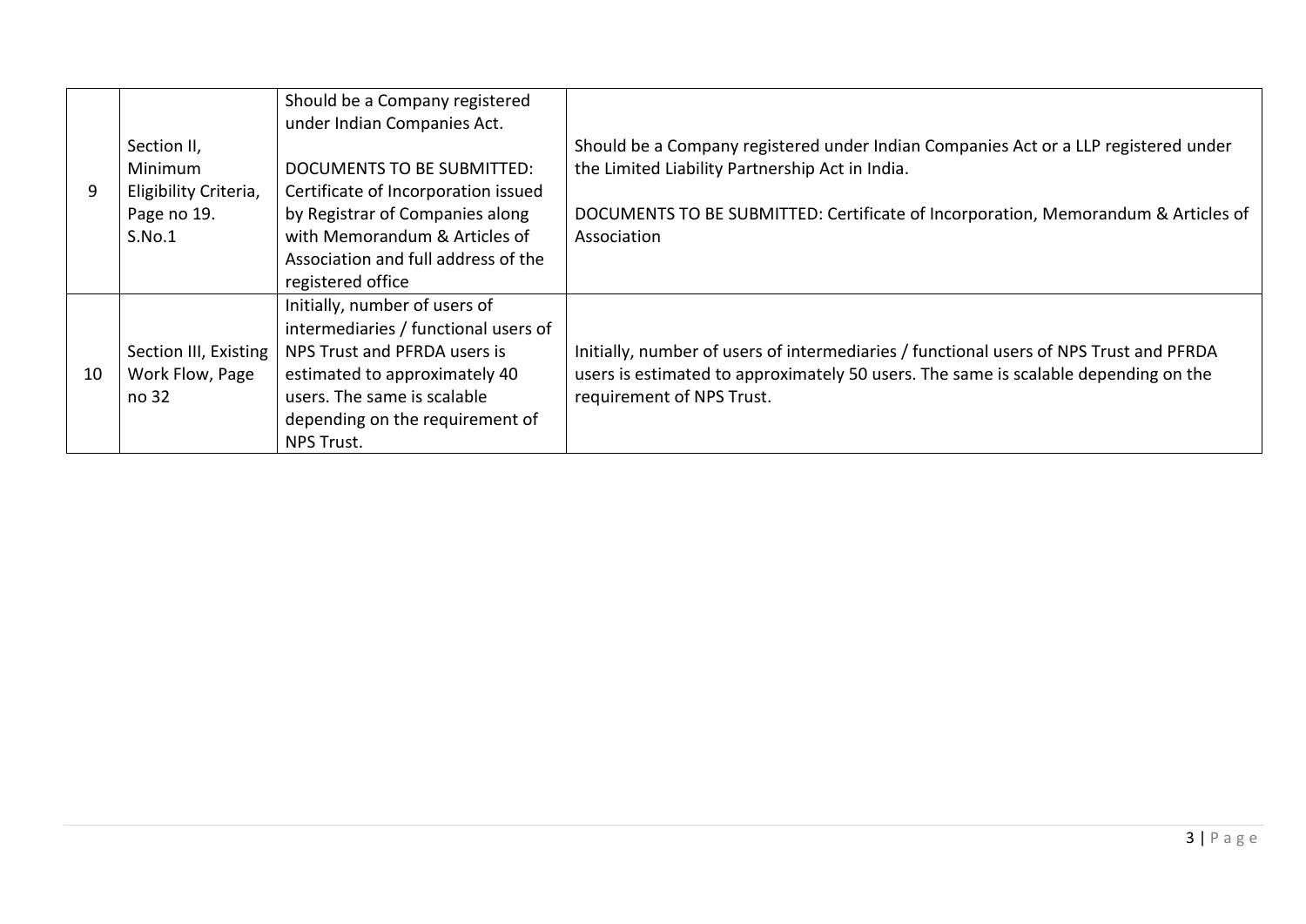| 9 | Section II, Minimum Eligibility Criteria, Page no 19. S.No.1 | Should be a Company registered under Indian Companies Act.<br><br>DOCUMENTS TO BE SUBMITTED: Certificate of Incorporation issued by Registrar of Companies along with Memorandum & Articles of Association and full address of the registered office | Should be a Company registered under Indian Companies Act or a LLP registered under the Limited Liability Partnership Act in India.<br><br>DOCUMENTS TO BE SUBMITTED: Certificate of Incorporation, Memorandum & Articles of Association |
|---|---|---|---|
| 10 | Section III, Existing Work Flow, Page no 32 | Initially, number of users of intermediaries / functional users of NPS Trust and PFRDA users is estimated to approximately 40 users. The same is scalable depending on the requirement of NPS Trust. | Initially, number of users of intermediaries / functional users of NPS Trust and PFRDA users is estimated to approximately 50 users. The same is scalable depending on the requirement of NPS Trust. |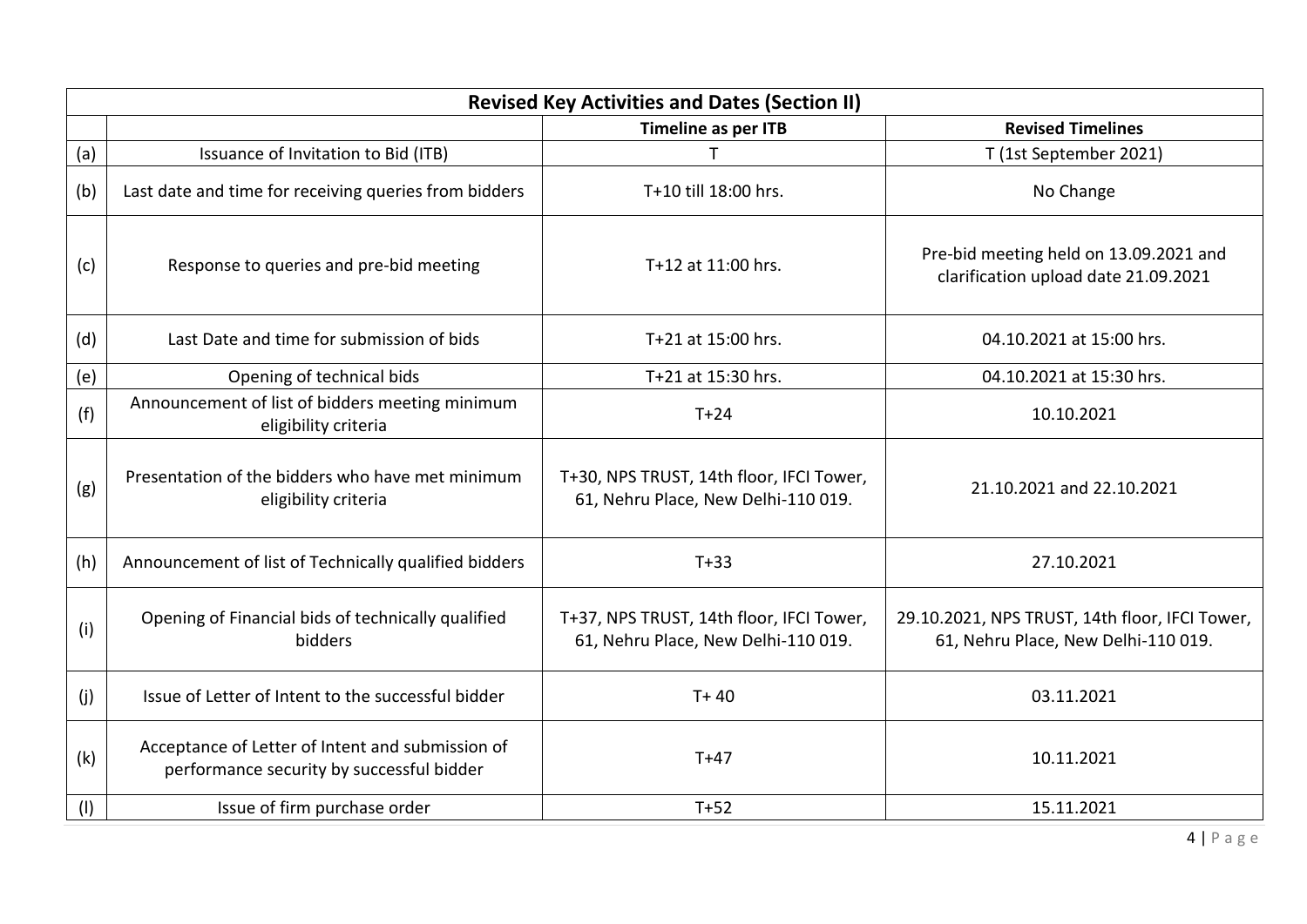| Revised Key Activities and Dates (Section II) | | | |
|---|---|---|---|
| | | **Timeline as per ITB** | **Revised Timelines** |
| (a) | Issuance of Invitation to Bid (ITB) | T | T (1st September 2021) |
| (b) | Last date and time for receiving queries from bidders | T+10 till 18:00 hrs. | No Change |
| (c) | Response to queries and pre-bid meeting | T+12 at 11:00 hrs. | Pre-bid meeting held on 13.09.2021 and clarification upload date 21.09.2021 |
| (d) | Last Date and time for submission of bids | T+21 at 15:00 hrs. | 04.10.2021 at 15:00 hrs. |
| (e) | Opening of technical bids | T+21 at 15:30 hrs. | 04.10.2021 at 15:30 hrs. |
| (f) | Announcement of list of bidders meeting minimum eligibility criteria | T+24 | 10.10.2021 |
| (g) | Presentation of the bidders who have met minimum eligibility criteria | T+30, NPS TRUST, 14th floor, IFCI Tower, 61, Nehru Place, New Delhi-110 019. | 21.10.2021 and 22.10.2021 |
| (h) | Announcement of list of Technically qualified bidders | T+33 | 27.10.2021 |
| (i) | Opening of Financial bids of technically qualified bidders | T+37, NPS TRUST, 14th floor, IFCI Tower, 61, Nehru Place, New Delhi-110 019. | 29.10.2021, NPS TRUST, 14th floor, IFCI Tower, 61, Nehru Place, New Delhi-110 019. |
| (j) | Issue of Letter of Intent to the successful bidder | T+ 40 | 03.11.2021 |
| (k) | Acceptance of Letter of Intent and submission of performance security by successful bidder | T+47 | 10.11.2021 |
| (l) | Issue of firm purchase order | T+52 | 15.11.2021 |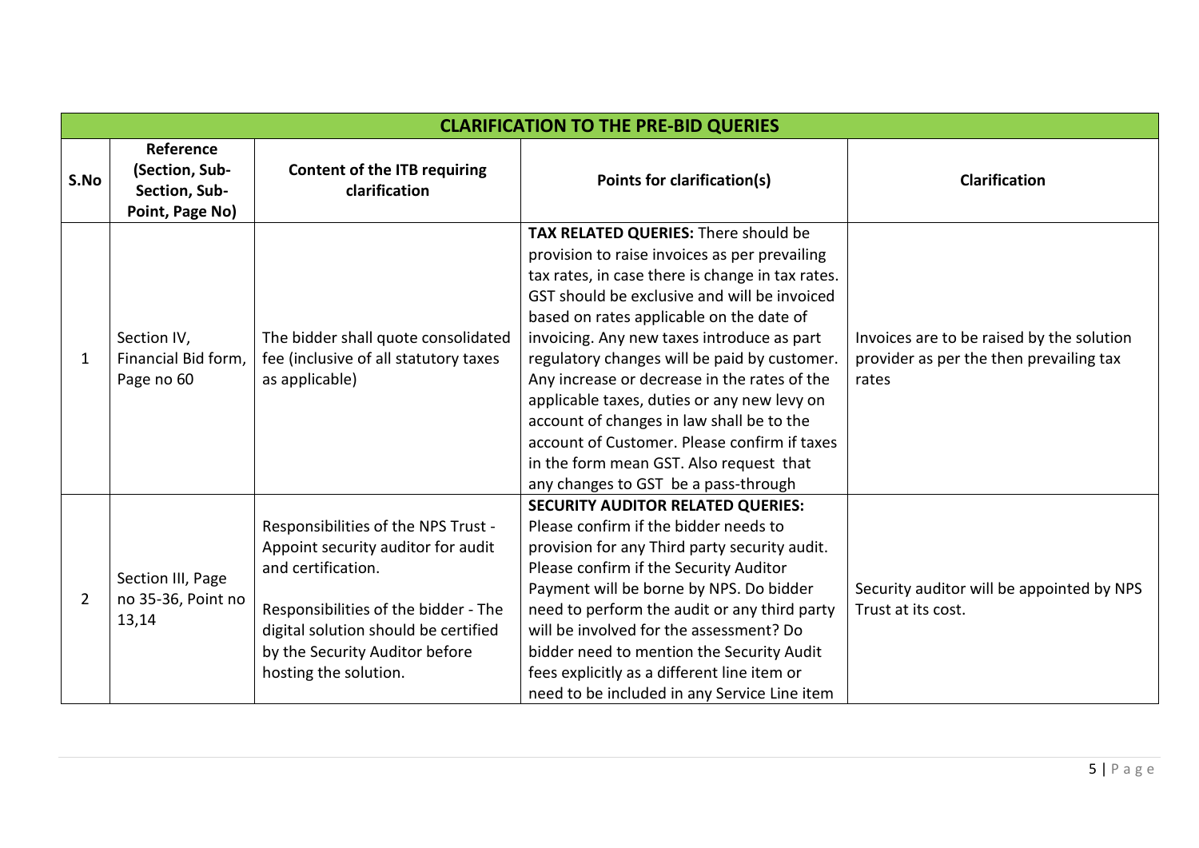| CLARIFICATION TO THE PRE-BID QUERIES | | | | |
|---|---|---|---|---|
| **S.No** | **Reference (Section, Sub-Section, Sub-Point, Page No)** | **Content of the ITB requiring clarification** | **Points for clarification(s)** | **Clarification** |
| 1 | Section IV, Financial Bid form, Page no 60 | The bidder shall quote consolidated fee (inclusive of all statutory taxes as applicable) | **TAX RELATED QUERIES:** There should be provision to raise invoices as per prevailing tax rates, in case there is change in tax rates. GST should be exclusive and will be invoiced based on rates applicable on the date of invoicing. Any new taxes introduce as part regulatory changes will be paid by customer. Any increase or decrease in the rates of the applicable taxes, duties or any new levy on account of changes in law shall be to the account of Customer. Please confirm if taxes in the form mean GST. Also request that any changes to GST be a pass-through | Invoices are to be raised by the solution provider as per the then prevailing tax rates |
| 2 | Section III, Page no 35-36, Point no 13,14 | Responsibilities of the NPS Trust - Appoint security auditor for audit and certification.<br><br>Responsibilities of the bidder - The digital solution should be certified by the Security Auditor before hosting the solution. | **SECURITY AUDITOR RELATED QUERIES:** Please confirm if the bidder needs to provision for any Third party security audit. Please confirm if the Security Auditor Payment will be borne by NPS. Do bidder need to perform the audit or any third party will be involved for the assessment? Do bidder need to mention the Security Audit fees explicitly as a different line item or need to be included in any Service Line item | Security auditor will be appointed by NPS Trust at its cost. |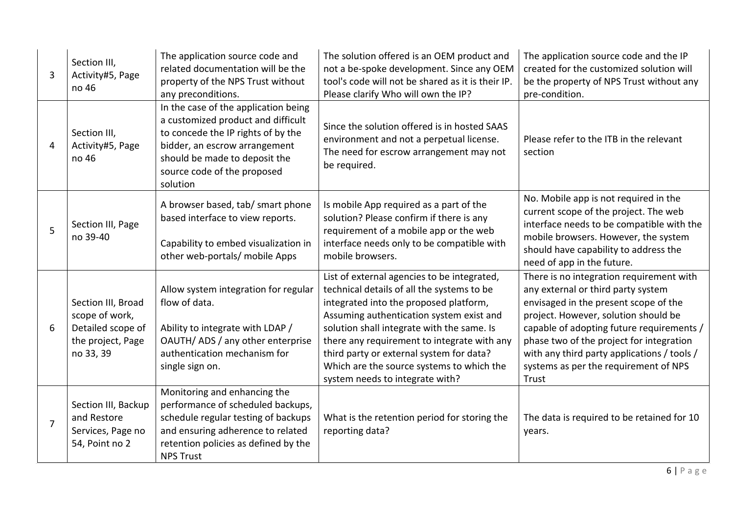| 3 | Section III, Activity#5, Page no 46 | The application source code and related documentation will be the property of the NPS Trust without any preconditions. | The solution offered is an OEM product and not a be-spoke development. Since any OEM tool's code will not be shared as it is their IP. Please clarify Who will own the IP? | The application source code and the IP created for the customized solution will be the property of NPS Trust without any pre-condition. |
|---|---|---|---|---|
| 4 | Section III, Activity#5, Page no 46 | In the case of the application being a customized product and difficult to concede the IP rights of by the bidder, an escrow arrangement should be made to deposit the source code of the proposed solution | Since the solution offered is in hosted SAAS environment and not a perpetual license. The need for escrow arrangement may not be required. | Please refer to the ITB in the relevant section |
| 5 | Section III, Page no 39-40 | A browser based, tab/ smart phone based interface to view reports.<br><br>Capability to embed visualization in other web-portals/ mobile Apps | Is mobile App required as a part of the solution? Please confirm if there is any requirement of a mobile app or the web interface needs only to be compatible with mobile browsers. | No. Mobile app is not required in the current scope of the project. The web interface needs to be compatible with the mobile browsers. However, the system should have capability to address the need of app in the future. |
| 6 | Section III, Broad scope of work, Detailed scope of the project, Page no 33, 39 | Allow system integration for regular flow of data.<br><br>Ability to integrate with LDAP / OAUTH/ ADS / any other enterprise authentication mechanism for single sign on. | List of external agencies to be integrated, technical details of all the systems to be integrated into the proposed platform, Assuming authentication system exist and solution shall integrate with the same. Is there any requirement to integrate with any third party or external system for data? Which are the source systems to which the system needs to integrate with? | There is no integration requirement with any external or third party system envisaged in the present scope of the project. However, solution should be capable of adopting future requirements / phase two of the project for integration with any third party applications / tools / systems as per the requirement of NPS Trust |
| 7 | Section III, Backup and Restore Services, Page no 54, Point no 2 | Monitoring and enhancing the performance of scheduled backups, schedule regular testing of backups and ensuring adherence to related retention policies as defined by the NPS Trust | What is the retention period for storing the reporting data? | The data is required to be retained for 10 years. |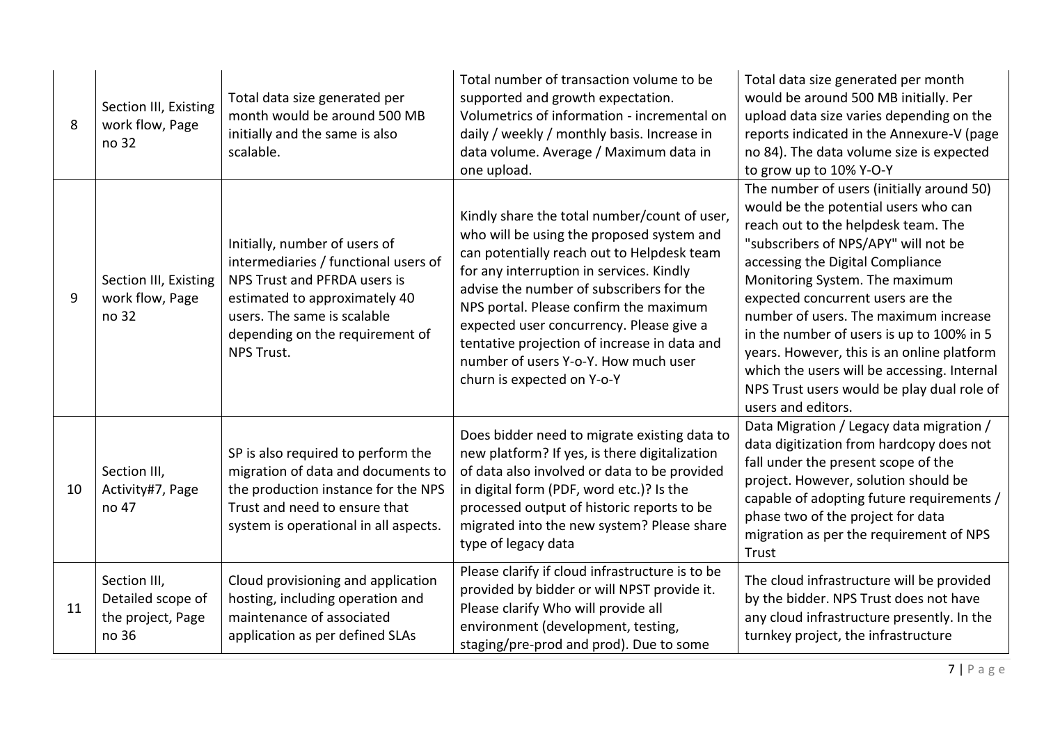| 8 | Section III, Existing work flow, Page no 32 | Total data size generated per month would be around 500 MB initially and the same is also scalable. | Total number of transaction volume to be supported and growth expectation. Volumetrics of information - incremental on daily / weekly / monthly basis. Increase in data volume. Average / Maximum data in one upload. | Total data size generated per month would be around 500 MB initially. Per upload data size varies depending on the reports indicated in the Annexure-V (page no 84). The data volume size is expected to grow up to 10% Y-O-Y |
|---|---|---|---|---|
| 9 | Section III, Existing work flow, Page no 32 | Initially, number of users of intermediaries / functional users of NPS Trust and PFRDA users is estimated to approximately 40 users. The same is scalable depending on the requirement of NPS Trust. | Kindly share the total number/count of user, who will be using the proposed system and can potentially reach out to Helpdesk team for any interruption in services. Kindly advise the number of subscribers for the NPS portal. Please confirm the maximum expected user concurrency. Please give a tentative projection of increase in data and number of users Y-o-Y. How much user churn is expected on Y-o-Y | The number of users (initially around 50) would be the potential users who can reach out to the helpdesk team. The "subscribers of NPS/APY" will not be accessing the Digital Compliance Monitoring System. The maximum expected concurrent users are the number of users. The maximum increase in the number of users is up to 100% in 5 years. However, this is an online platform which the users will be accessing. Internal NPS Trust users would be play dual role of users and editors. |
| 10 | Section III, Activity#7, Page no 47 | SP is also required to perform the migration of data and documents to the production instance for the NPS Trust and need to ensure that system is operational in all aspects. | Does bidder need to migrate existing data to new platform? If yes, is there digitalization of data also involved or data to be provided in digital form (PDF, word etc.)? Is the processed output of historic reports to be migrated into the new system? Please share type of legacy data | Data Migration / Legacy data migration / data digitization from hardcopy does not fall under the present scope of the project. However, solution should be capable of adopting future requirements / phase two of the project for data migration as per the requirement of NPS Trust |
| 11 | Section III, Detailed scope of the project, Page no 36 | Cloud provisioning and application hosting, including operation and maintenance of associated application as per defined SLAs | Please clarify if cloud infrastructure is to be provided by bidder or will NPST provide it. Please clarify Who will provide all environment (development, testing, staging/pre-prod and prod). Due to some | The cloud infrastructure will be provided by the bidder. NPS Trust does not have any cloud infrastructure presently. In the turnkey project, the infrastructure |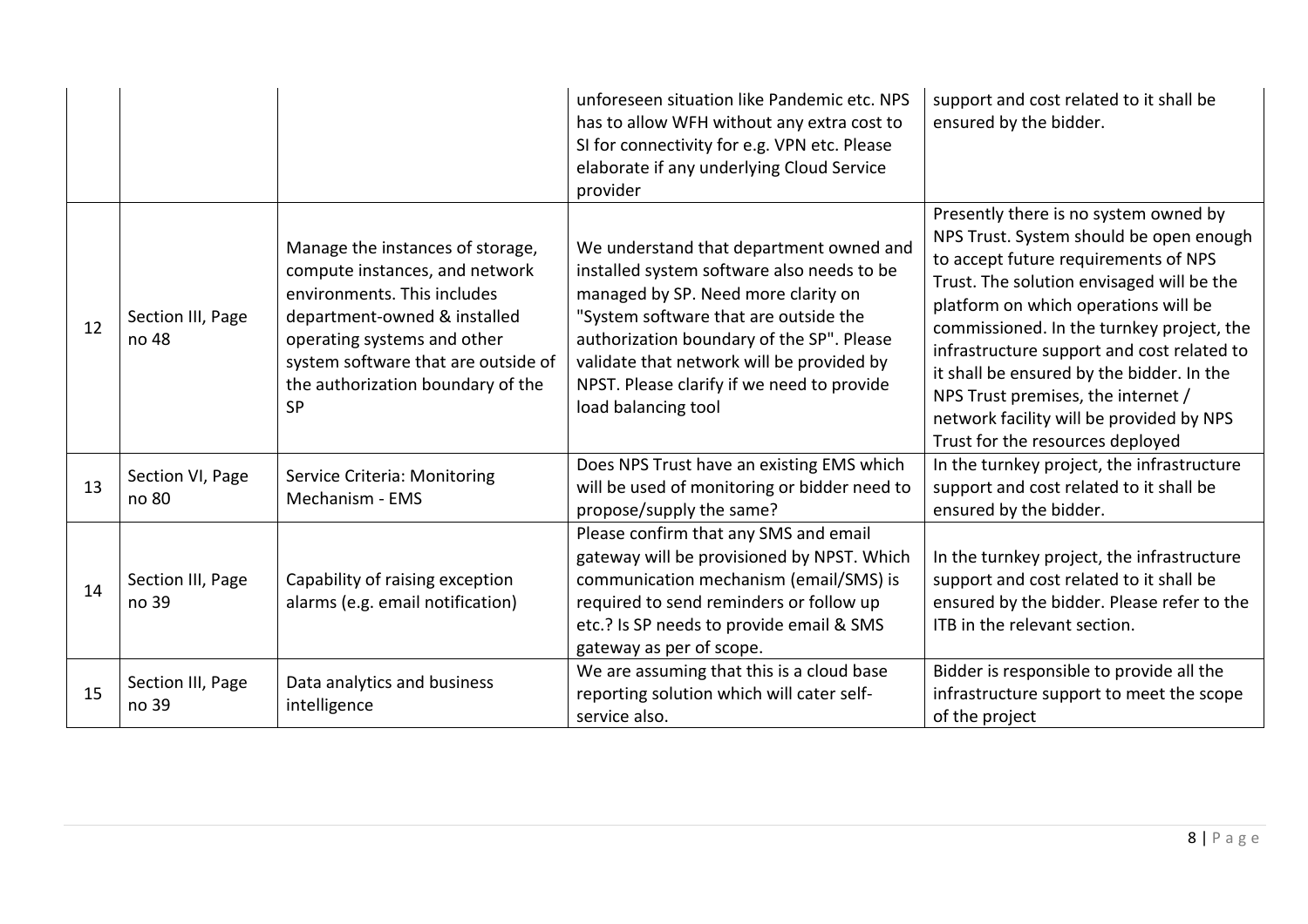| | | | unforeseen situation like Pandemic etc. NPS has to allow WFH without any extra cost to SI for connectivity for e.g. VPN etc. Please elaborate if any underlying Cloud Service provider | support and cost related to it shall be ensured by the bidder. |
|---|---|---|---|---|
| 12 | Section III, Page no 48 | Manage the instances of storage, compute instances, and network environments. This includes department-owned & installed operating systems and other system software that are outside of the authorization boundary of the SP | We understand that department owned and installed system software also needs to be managed by SP. Need more clarity on "System software that are outside the authorization boundary of the SP". Please validate that network will be provided by NPST. Please clarify if we need to provide load balancing tool | Presently there is no system owned by NPS Trust. System should be open enough to accept future requirements of NPS Trust. The solution envisaged will be the platform on which operations will be commissioned. In the turnkey project, the infrastructure support and cost related to it shall be ensured by the bidder. In the NPS Trust premises, the internet / network facility will be provided by NPS Trust for the resources deployed |
| 13 | Section VI, Page no 80 | Service Criteria: Monitoring Mechanism - EMS | Does NPS Trust have an existing EMS which will be used of monitoring or bidder need to propose/supply the same? | In the turnkey project, the infrastructure support and cost related to it shall be ensured by the bidder. |
| 14 | Section III, Page no 39 | Capability of raising exception alarms (e.g. email notification) | Please confirm that any SMS and email gateway will be provisioned by NPST. Which communication mechanism (email/SMS) is required to send reminders or follow up etc.? Is SP needs to provide email & SMS gateway as per of scope. | In the turnkey project, the infrastructure support and cost related to it shall be ensured by the bidder. Please refer to the ITB in the relevant section. |
| 15 | Section III, Page no 39 | Data analytics and business intelligence | We are assuming that this is a cloud base reporting solution which will cater self-service also. | Bidder is responsible to provide all the infrastructure support to meet the scope of the project |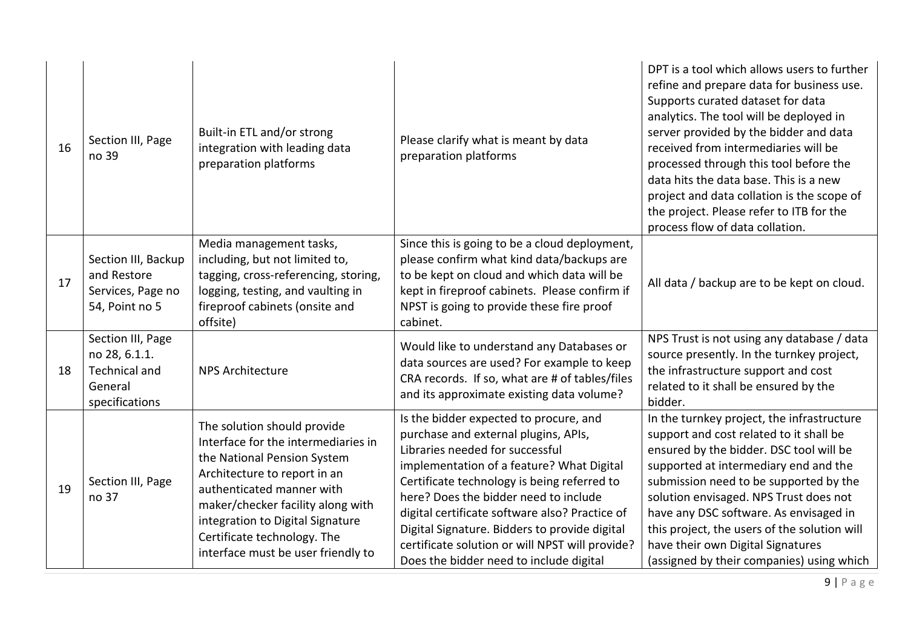| 16 | Section III, Page no 39 | Built-in ETL and/or strong integration with leading data preparation platforms | Please clarify what is meant by data preparation platforms | DPT is a tool which allows users to further refine and prepare data for business use. Supports curated dataset for data analytics. The tool will be deployed in server provided by the bidder and data received from intermediaries will be processed through this tool before the data hits the data base. This is a new project and data collation is the scope of the project. Please refer to ITB for the process flow of data collation. |
|---|---|---|---|---|
| 17 | Section III, Backup and Restore Services, Page no 54, Point no 5 | Media management tasks, including, but not limited to, tagging, cross-referencing, storing, logging, testing, and vaulting in fireproof cabinets (onsite and offsite) | Since this is going to be a cloud deployment, please confirm what kind data/backups are to be kept on cloud and which data will be kept in fireproof cabinets. Please confirm if NPST is going to provide these fire proof cabinet. | All data / backup are to be kept on cloud. |
| 18 | Section III, Page no 28, 6.1.1. Technical and General specifications | NPS Architecture | Would like to understand any Databases or data sources are used? For example to keep CRA records. If so, what are # of tables/files and its approximate existing data volume? | NPS Trust is not using any database / data source presently. In the turnkey project, the infrastructure support and cost related to it shall be ensured by the bidder. |
| 19 | Section III, Page no 37 | The solution should provide Interface for the intermediaries in the National Pension System Architecture to report in an authenticated manner with maker/checker facility along with integration to Digital Signature Certificate technology. The interface must be user friendly to | Is the bidder expected to procure, and purchase and external plugins, APIs, Libraries needed for successful implementation of a feature? What Digital Certificate technology is being referred to here? Does the bidder need to include digital certificate software also? Practice of Digital Signature. Bidders to provide digital certificate solution or will NPST will provide? Does the bidder need to include digital | In the turnkey project, the infrastructure support and cost related to it shall be ensured by the bidder. DSC tool will be supported at intermediary end and the submission need to be supported by the solution envisaged. NPS Trust does not have any DSC software. As envisaged in this project, the users of the solution will have their own Digital Signatures (assigned by their companies) using which |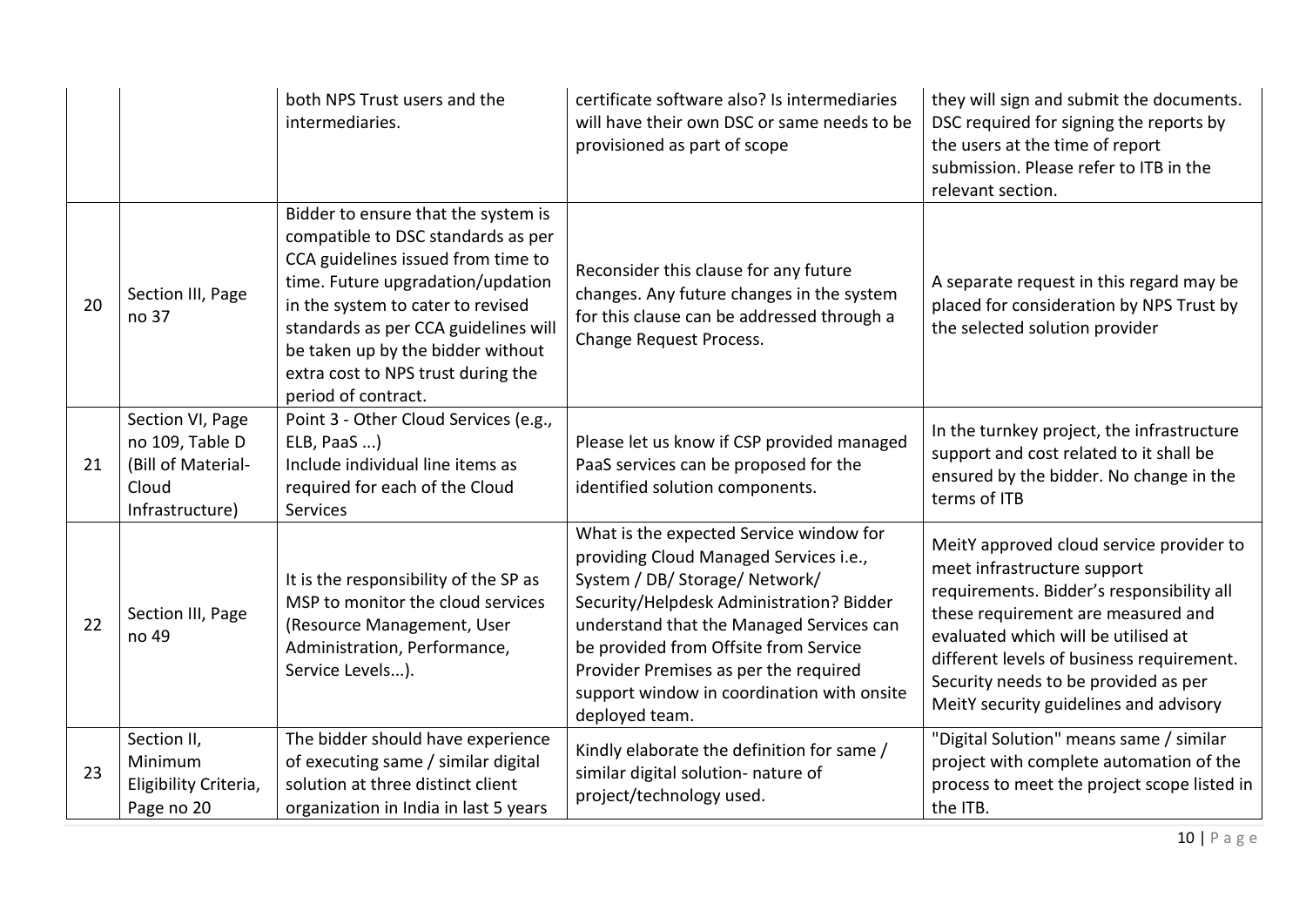|  |  | both NPS Trust users and the intermediaries. | certificate software also? Is intermediaries will have their own DSC or same needs to be provisioned as part of scope | they will sign and submit the documents. DSC required for signing the reports by the users at the time of report submission. Please refer to ITB in the relevant section. |
|---|---|---|---|---|
| 20 | Section III, Page no 37 | Bidder to ensure that the system is compatible to DSC standards as per CCA guidelines issued from time to time. Future upgradation/updation in the system to cater to revised standards as per CCA guidelines will be taken up by the bidder without extra cost to NPS trust during the period of contract. | Reconsider this clause for any future changes. Any future changes in the system for this clause can be addressed through a Change Request Process. | A separate request in this regard may be placed for consideration by NPS Trust by the selected solution provider |
| 21 | Section VI, Page no 109, Table D (Bill of Material- Cloud Infrastructure) | Point 3 - Other Cloud Services (e.g., ELB, PaaS ...)<br>Include individual line items as required for each of the Cloud Services | Please let us know if CSP provided managed PaaS services can be proposed for the identified solution components. | In the turnkey project, the infrastructure support and cost related to it shall be ensured by the bidder. No change in the terms of ITB |
| 22 | Section III, Page no 49 | It is the responsibility of the SP as MSP to monitor the cloud services (Resource Management, User Administration, Performance, Service Levels...). | What is the expected Service window for providing Cloud Managed Services i.e., System / DB/ Storage/ Network/ Security/Helpdesk Administration? Bidder understand that the Managed Services can be provided from Offsite from Service Provider Premises as per the required support window in coordination with onsite deployed team. | MeitY approved cloud service provider to meet infrastructure support requirements. Bidder's responsibility all these requirement are measured and evaluated which will be utilised at different levels of business requirement. Security needs to be provided as per MeitY security guidelines and advisory |
| 23 | Section II, Minimum Eligibility Criteria, Page no 20 | The bidder should have experience of executing same / similar digital solution at three distinct client organization in India in last 5 years | Kindly elaborate the definition for same / similar digital solution- nature of project/technology used. | "Digital Solution" means same / similar project with complete automation of the process to meet the project scope listed in the ITB. |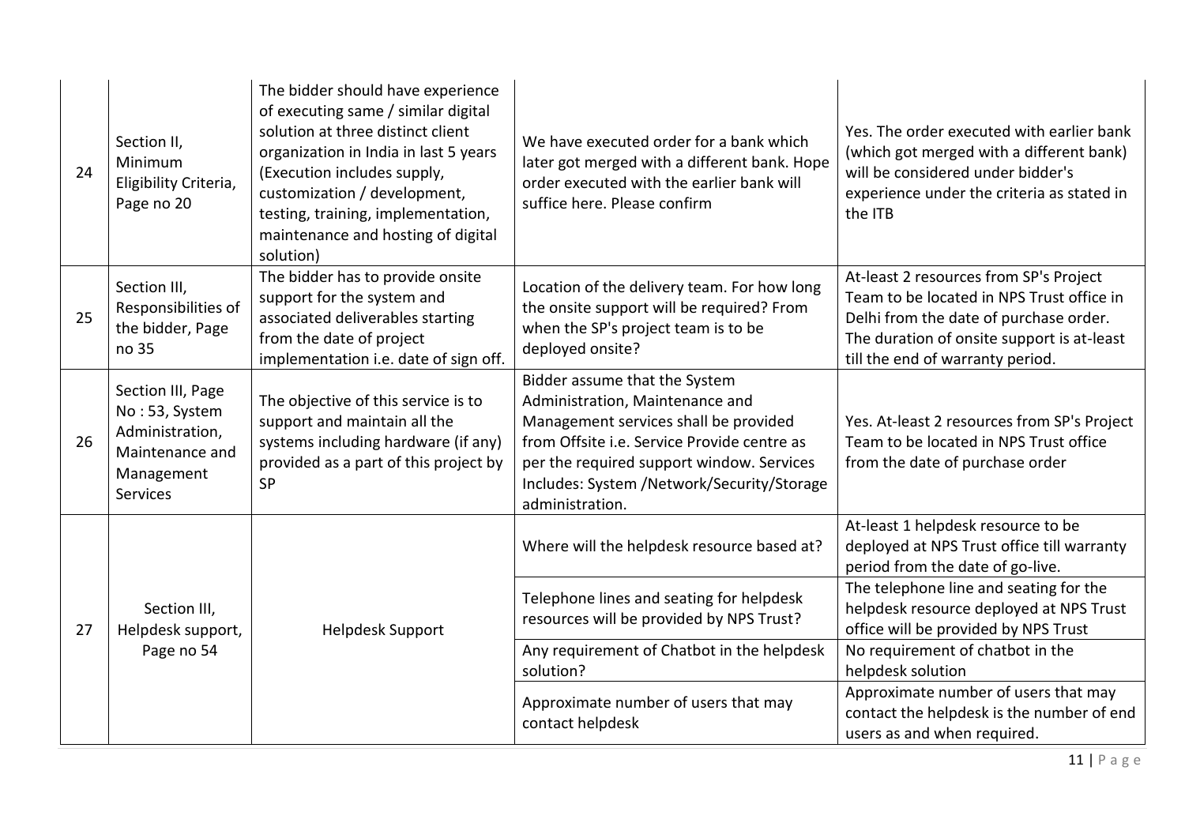| 24 | Section II, Minimum Eligibility Criteria, Page no 20 | The bidder should have experience of executing same / similar digital solution at three distinct client organization in India in last 5 years (Execution includes supply, customization / development, testing, training, implementation, maintenance and hosting of digital solution) | We have executed order for a bank which later got merged with a different bank. Hope order executed with the earlier bank will suffice here. Please confirm | Yes. The order executed with earlier bank (which got merged with a different bank) will be considered under bidder's experience under the criteria as stated in the ITB |
|---|---|---|---|---|
| 25 | Section III, Responsibilities of the bidder, Page no 35 | The bidder has to provide onsite support for the system and associated deliverables starting from the date of project implementation i.e. date of sign off. | Location of the delivery team. For how long the onsite support will be required? From when the SP's project team is to be deployed onsite? | At-least 2 resources from SP's Project Team to be located in NPS Trust office in Delhi from the date of purchase order. The duration of onsite support is at-least till the end of warranty period. |
| 26 | Section III, Page No : 53, System Administration, Maintenance and Management Services | The objective of this service is to support and maintain all the systems including hardware (if any) provided as a part of this project by SP | Bidder assume that the System Administration, Maintenance and Management services shall be provided from Offsite i.e. Service Provide centre as per the required support window. Services Includes: System /Network/Security/Storage administration. | Yes. At-least 2 resources from SP's Project Team to be located in NPS Trust office from the date of purchase order |
| 27 | Section III, Helpdesk support, Page no 54 | Helpdesk Support | Where will the helpdesk resource based at? | At-least 1 helpdesk resource to be deployed at NPS Trust office till warranty period from the date of go-live. |
| | | | Telephone lines and seating for helpdesk resources will be provided by NPS Trust? | The telephone line and seating for the helpdesk resource deployed at NPS Trust office will be provided by NPS Trust |
| | | | Any requirement of Chatbot in the helpdesk solution? | No requirement of chatbot in the helpdesk solution |
| | | | Approximate number of users that may contact helpdesk | Approximate number of users that may contact the helpdesk is the number of end users as and when required. |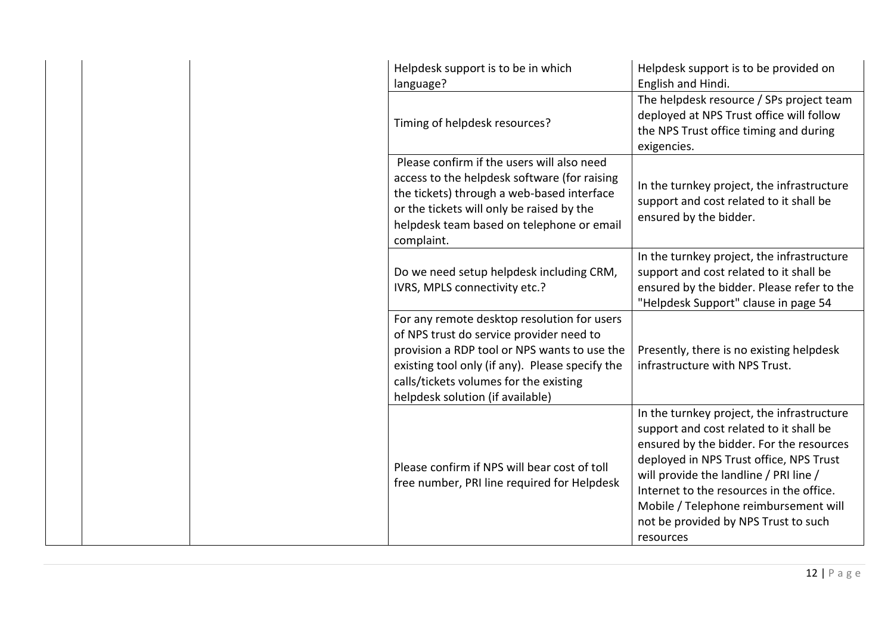|  |  |  | Helpdesk support is to be in which language? | Helpdesk support is to be provided on English and Hindi. |
|---|---|---|---|---|
|  |  |  | Timing of helpdesk resources? | The helpdesk resource / SPs project team deployed at NPS Trust office will follow the NPS Trust office timing and during exigencies. |
|  |  |  | Please confirm if the users will also need access to the helpdesk software (for raising the tickets) through a web-based interface or the tickets will only be raised by the helpdesk team based on telephone or email complaint. | In the turnkey project, the infrastructure support and cost related to it shall be ensured by the bidder. |
|  |  |  | Do we need setup helpdesk including CRM, IVRS, MPLS connectivity etc.? | In the turnkey project, the infrastructure support and cost related to it shall be ensured by the bidder. Please refer to the "Helpdesk Support" clause in page 54 |
|  |  |  | For any remote desktop resolution for users of NPS trust do service provider need to provision a RDP tool or NPS wants to use the existing tool only (if any). Please specify the calls/tickets volumes for the existing helpdesk solution (if available) | Presently, there is no existing helpdesk infrastructure with NPS Trust. |
|  |  |  | Please confirm if NPS will bear cost of toll free number, PRI line required for Helpdesk | In the turnkey project, the infrastructure support and cost related to it shall be ensured by the bidder. For the resources deployed in NPS Trust office, NPS Trust will provide the landline / PRI line / Internet to the resources in the office. Mobile / Telephone reimbursement will not be provided by NPS Trust to such resources |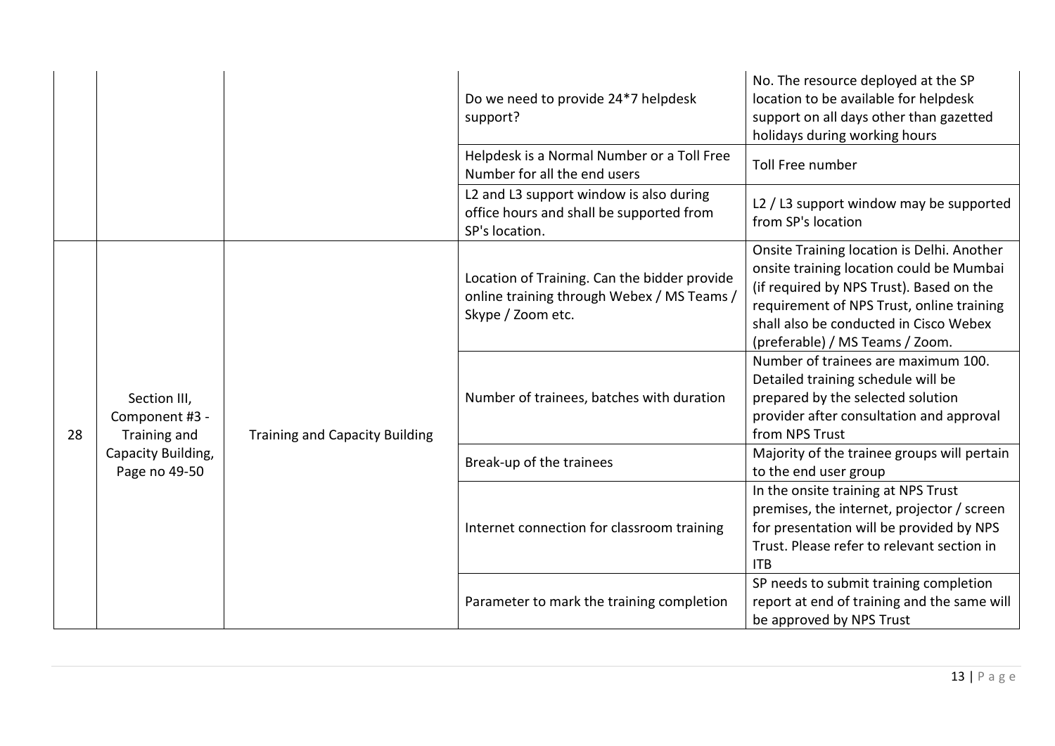| | | | | |
|---|---|---|---|---|
| | | | Do we need to provide 24*7 helpdesk support? | No. The resource deployed at the SP location to be available for helpdesk support on all days other than gazetted holidays during working hours |
| | | | Helpdesk is a Normal Number or a Toll Free Number for all the end users | Toll Free number |
| | | | L2 and L3 support window is also during office hours and shall be supported from SP's location. | L2 / L3 support window may be supported from SP's location |
| 28 | Section III, Component #3 - Training and Capacity Building, Page no 49-50 | Training and Capacity Building | Location of Training. Can the bidder provide online training through Webex / MS Teams / Skype / Zoom etc. | Onsite Training location is Delhi. Another onsite training location could be Mumbai (if required by NPS Trust). Based on the requirement of NPS Trust, online training shall also be conducted in Cisco Webex (preferable) / MS Teams / Zoom. |
| | | | Number of trainees, batches with duration | Number of trainees are maximum 100. Detailed training schedule will be prepared by the selected solution provider after consultation and approval from NPS Trust |
| | | | Break-up of the trainees | Majority of the trainee groups will pertain to the end user group |
| | | | Internet connection for classroom training | In the onsite training at NPS Trust premises, the internet, projector / screen for presentation will be provided by NPS Trust. Please refer to relevant section in ITB |
| | | | Parameter to mark the training completion | SP needs to submit training completion report at end of training and the same will be approved by NPS Trust |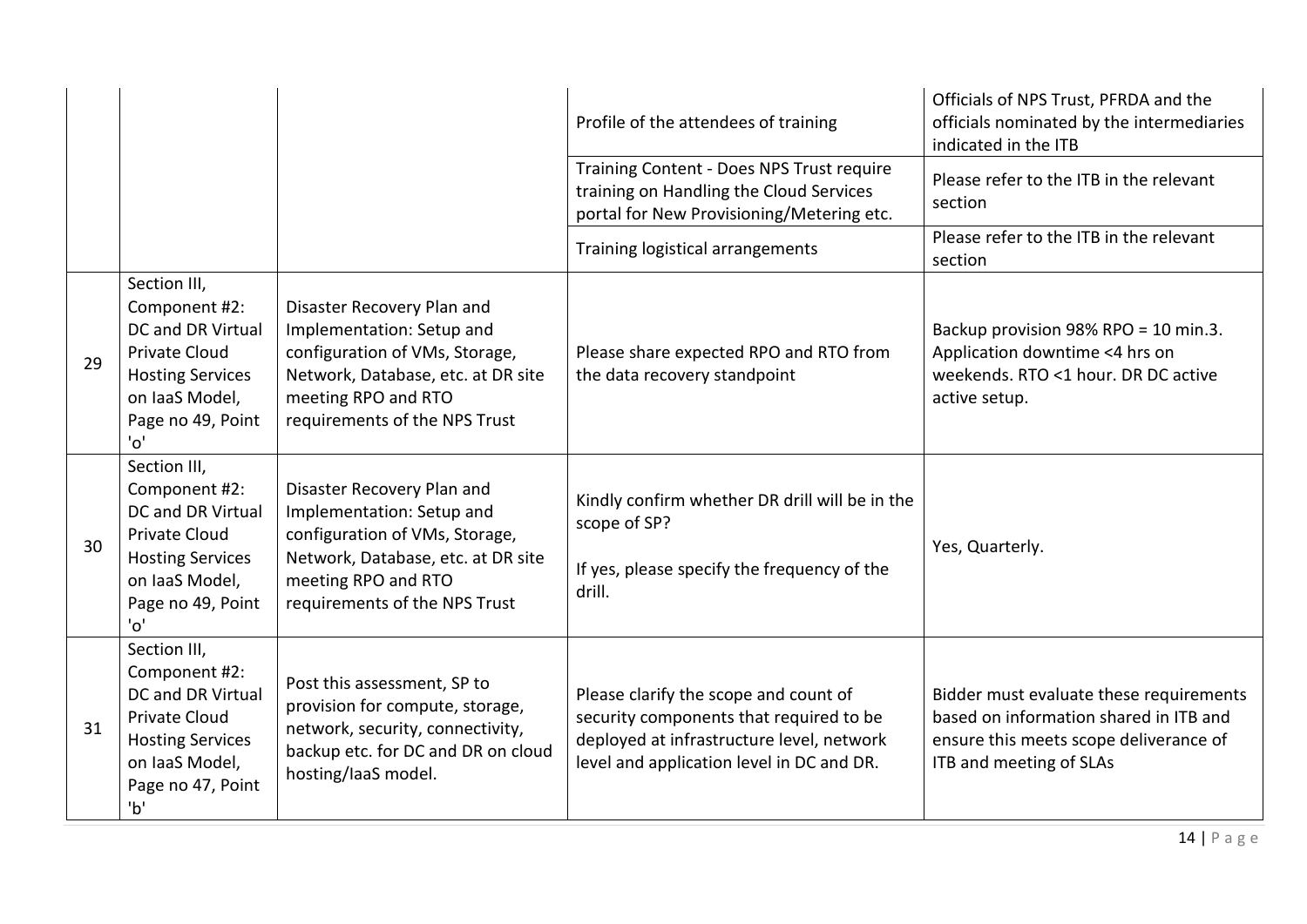| | | | | |
|---|---|---|---|---|
| | | | Profile of the attendees of training | Officials of NPS Trust, PFRDA and the officials nominated by the intermediaries indicated in the ITB |
| | | | Training Content - Does NPS Trust require training on Handling the Cloud Services portal for New Provisioning/Metering etc. | Please refer to the ITB in the relevant section |
| | | | Training logistical arrangements | Please refer to the ITB in the relevant section |
| 29 | Section III, Component #2: DC and DR Virtual Private Cloud Hosting Services on IaaS Model, Page no 49, Point 'o' | Disaster Recovery Plan and Implementation: Setup and configuration of VMs, Storage, Network, Database, etc. at DR site meeting RPO and RTO requirements of the NPS Trust | Please share expected RPO and RTO from the data recovery standpoint | Backup provision 98% RPO = 10 min.3. Application downtime <4 hrs on weekends. RTO <1 hour. DR DC active active setup. |
| 30 | Section III, Component #2: DC and DR Virtual Private Cloud Hosting Services on IaaS Model, Page no 49, Point 'o' | Disaster Recovery Plan and Implementation: Setup and configuration of VMs, Storage, Network, Database, etc. at DR site meeting RPO and RTO requirements of the NPS Trust | Kindly confirm whether DR drill will be in the scope of SP?<br><br>If yes, please specify the frequency of the drill. | Yes, Quarterly. |
| 31 | Section III, Component #2: DC and DR Virtual Private Cloud Hosting Services on IaaS Model, Page no 47, Point 'b' | Post this assessment, SP to provision for compute, storage, network, security, connectivity, backup etc. for DC and DR on cloud hosting/IaaS model. | Please clarify the scope and count of security components that required to be deployed at infrastructure level, network level and application level in DC and DR. | Bidder must evaluate these requirements based on information shared in ITB and ensure this meets scope deliverance of ITB and meeting of SLAs |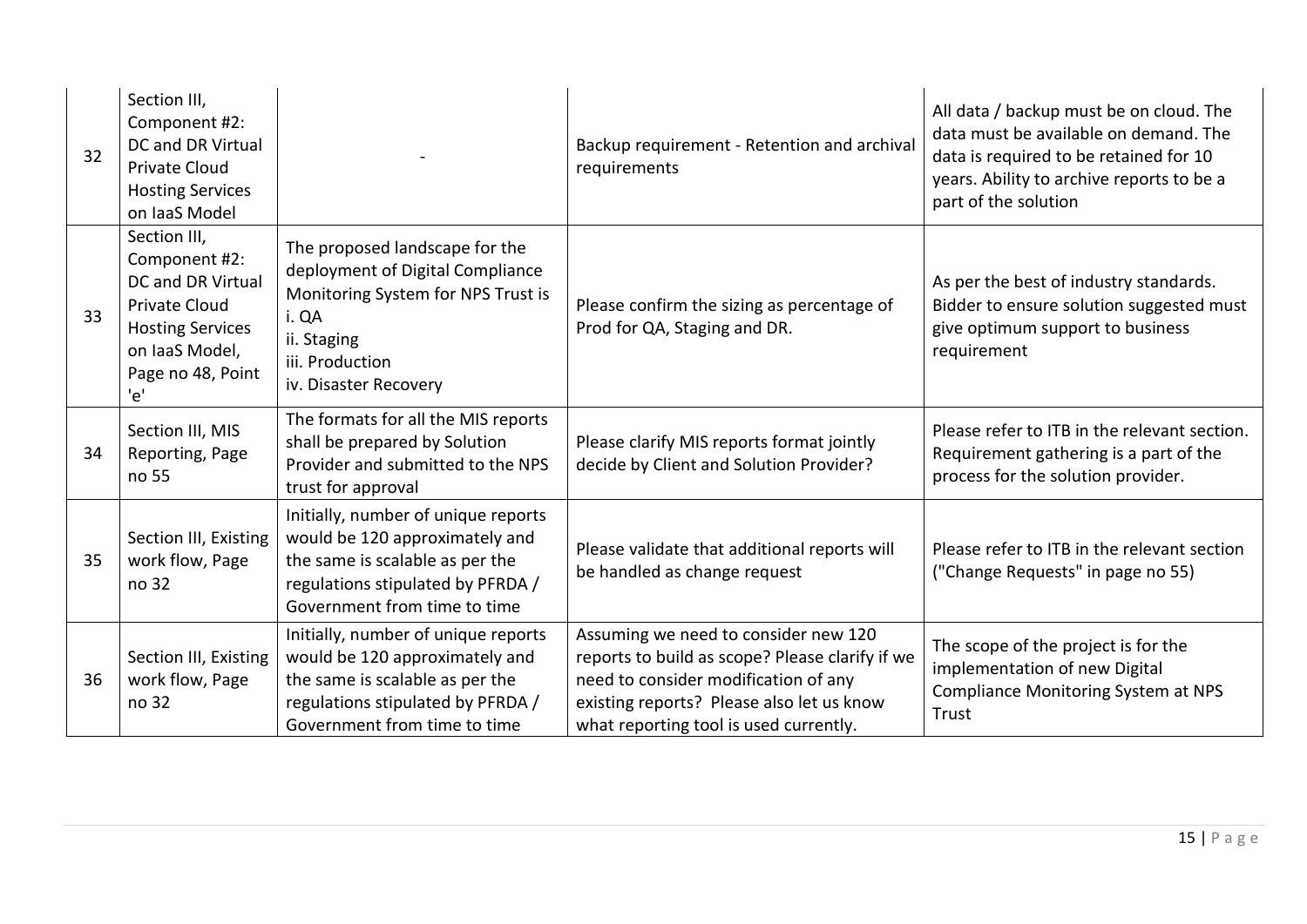| 32 | Section III, Component #2: DC and DR Virtual Private Cloud Hosting Services on IaaS Model | - | Backup requirement - Retention and archival requirements | All data / backup must be on cloud. The data must be available on demand. The data is required to be retained for 10 years. Ability to archive reports to be a part of the solution |
|---|---|---|---|---|
| 33 | Section III, Component #2: DC and DR Virtual Private Cloud Hosting Services on IaaS Model, Page no 48, Point 'e' | The proposed landscape for the deployment of Digital Compliance Monitoring System for NPS Trust is i. QA ii. Staging iii. Production iv. Disaster Recovery | Please confirm the sizing as percentage of Prod for QA, Staging and DR. | As per the best of industry standards. Bidder to ensure solution suggested must give optimum support to business requirement |
| 34 | Section III, MIS Reporting, Page no 55 | The formats for all the MIS reports shall be prepared by Solution Provider and submitted to the NPS trust for approval | Please clarify MIS reports format jointly decide by Client and Solution Provider? | Please refer to ITB in the relevant section. Requirement gathering is a part of the process for the solution provider. |
| 35 | Section III, Existing work flow, Page no 32 | Initially, number of unique reports would be 120 approximately and the same is scalable as per the regulations stipulated by PFRDA / Government from time to time | Please validate that additional reports will be handled as change request | Please refer to ITB in the relevant section ("Change Requests" in page no 55) |
| 36 | Section III, Existing work flow, Page no 32 | Initially, number of unique reports would be 120 approximately and the same is scalable as per the regulations stipulated by PFRDA / Government from time to time | Assuming we need to consider new 120 reports to build as scope? Please clarify if we need to consider modification of any existing reports? Please also let us know what reporting tool is used currently. | The scope of the project is for the implementation of new Digital Compliance Monitoring System at NPS Trust |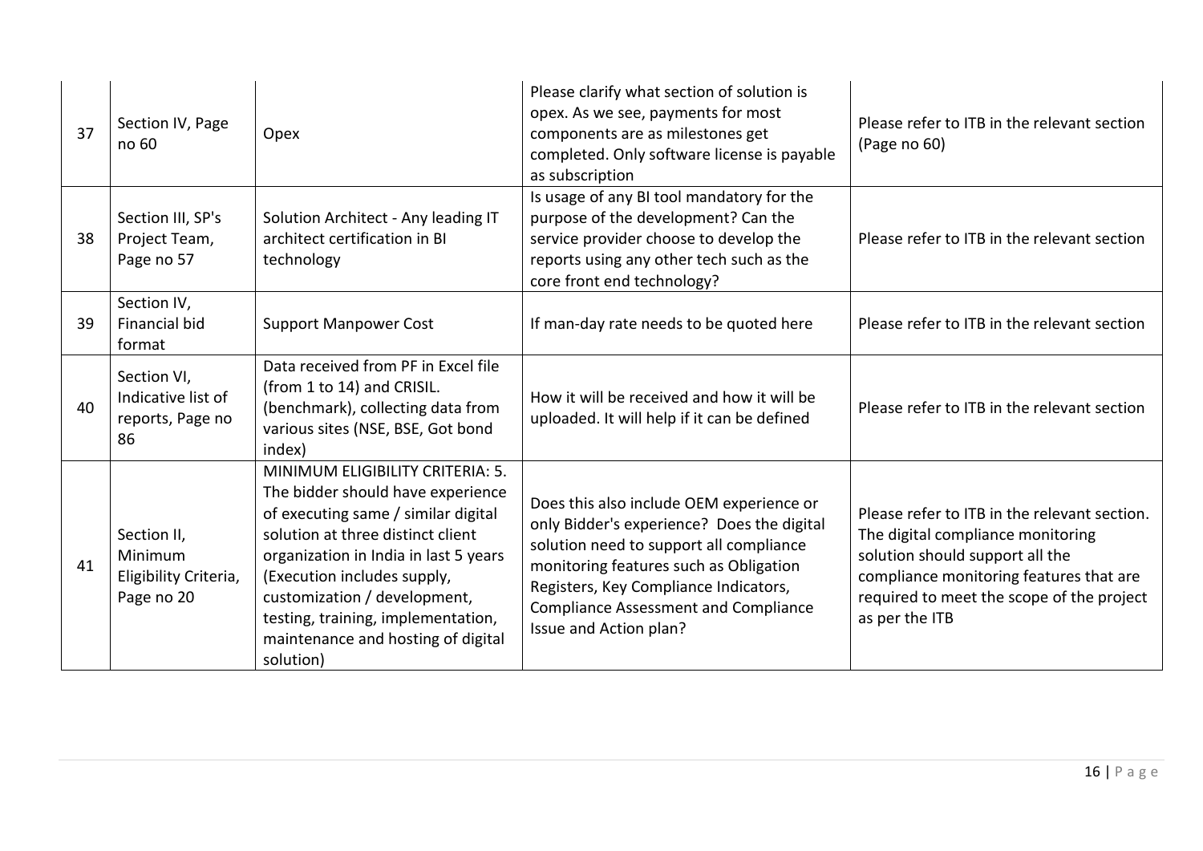| 37 | Section IV, Page no 60 | Opex | Please clarify what section of solution is opex. As we see, payments for most components are as milestones get completed. Only software license is payable as subscription | Please refer to ITB in the relevant section (Page no 60) |
|---|---|---|---|---|
| 38 | Section III, SP's Project Team, Page no 57 | Solution Architect - Any leading IT architect certification in BI technology | Is usage of any BI tool mandatory for the purpose of the development? Can the service provider choose to develop the reports using any other tech such as the core front end technology? | Please refer to ITB in the relevant section |
| 39 | Section IV, Financial bid format | Support Manpower Cost | If man-day rate needs to be quoted here | Please refer to ITB in the relevant section |
| 40 | Section VI, Indicative list of reports, Page no 86 | Data received from PF in Excel file (from 1 to 14) and CRISIL. (benchmark), collecting data from various sites (NSE, BSE, Got bond index) | How it will be received and how it will be uploaded. It will help if it can be defined | Please refer to ITB in the relevant section |
| 41 | Section II, Minimum Eligibility Criteria, Page no 20 | MINIMUM ELIGIBILITY CRITERIA: 5. The bidder should have experience of executing same / similar digital solution at three distinct client organization in India in last 5 years (Execution includes supply, customization / development, testing, training, implementation, maintenance and hosting of digital solution) | Does this also include OEM experience or only Bidder's experience? Does the digital solution need to support all compliance monitoring features such as Obligation Registers, Key Compliance Indicators, Compliance Assessment and Compliance Issue and Action plan? | Please refer to ITB in the relevant section. The digital compliance monitoring solution should support all the compliance monitoring features that are required to meet the scope of the project as per the ITB |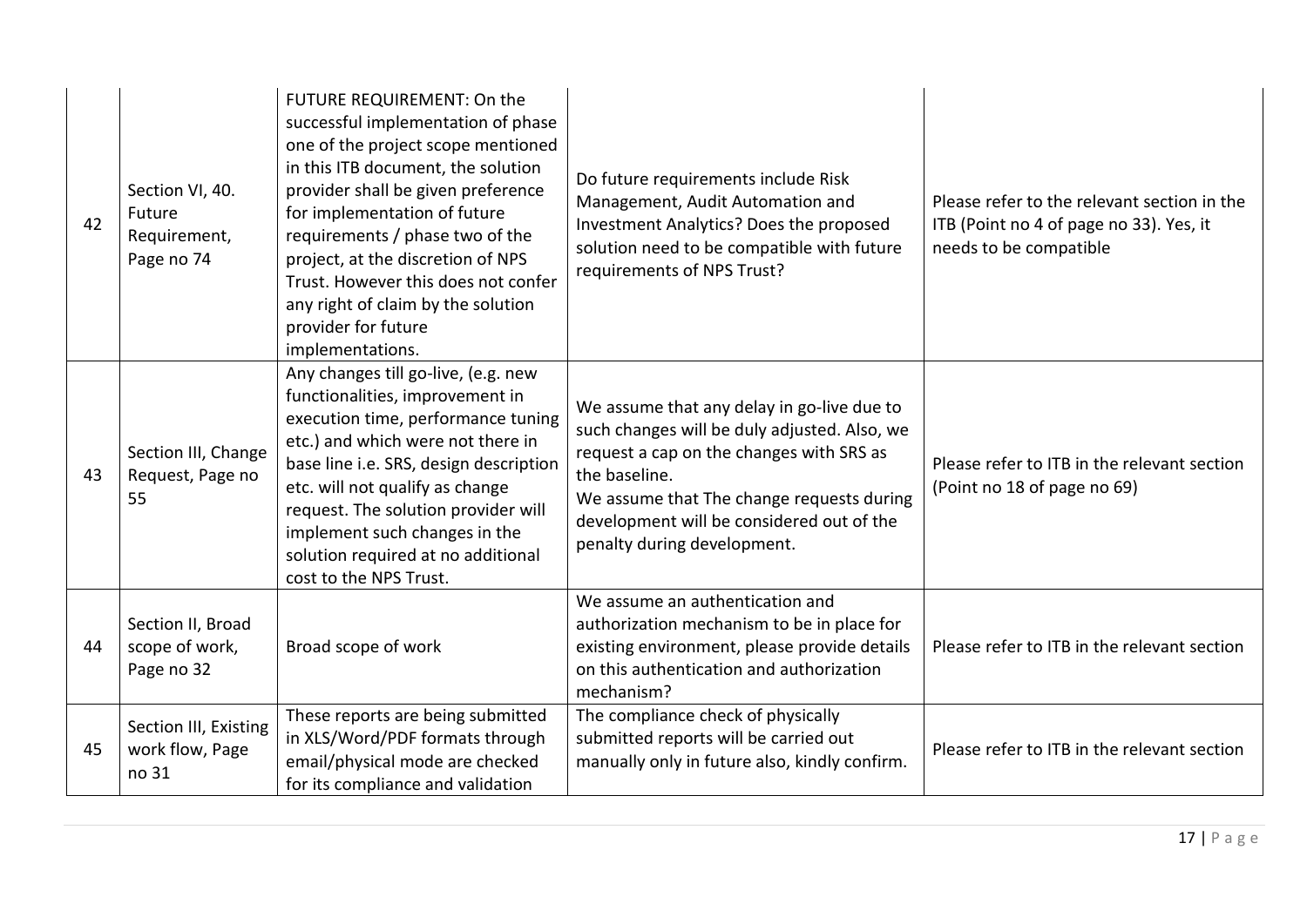| 42 | Section VI, 40. Future Requirement, Page no 74 | FUTURE REQUIREMENT: On the successful implementation of phase one of the project scope mentioned in this ITB document, the solution provider shall be given preference for implementation of future requirements / phase two of the project, at the discretion of NPS Trust. However this does not confer any right of claim by the solution provider for future implementations. | Do future requirements include Risk Management, Audit Automation and Investment Analytics? Does the proposed solution need to be compatible with future requirements of NPS Trust? | Please refer to the relevant section in the ITB (Point no 4 of page no 33). Yes, it needs to be compatible |
|---|---|---|---|---|
| 43 | Section III, Change Request, Page no 55 | Any changes till go-live, (e.g. new functionalities, improvement in execution time, performance tuning etc.) and which were not there in base line i.e. SRS, design description etc. will not qualify as change request. The solution provider will implement such changes in the solution required at no additional cost to the NPS Trust. | We assume that any delay in go-live due to such changes will be duly adjusted. Also, we request a cap on the changes with SRS as the baseline.<br>We assume that The change requests during development will be considered out of the penalty during development. | Please refer to ITB in the relevant section (Point no 18 of page no 69) |
| 44 | Section II, Broad scope of work, Page no 32 | Broad scope of work | We assume an authentication and authorization mechanism to be in place for existing environment, please provide details on this authentication and authorization mechanism? | Please refer to ITB in the relevant section |
| 45 | Section III, Existing work flow, Page no 31 | These reports are being submitted in XLS/Word/PDF formats through email/physical mode are checked for its compliance and validation | The compliance check of physically submitted reports will be carried out manually only in future also, kindly confirm. | Please refer to ITB in the relevant section |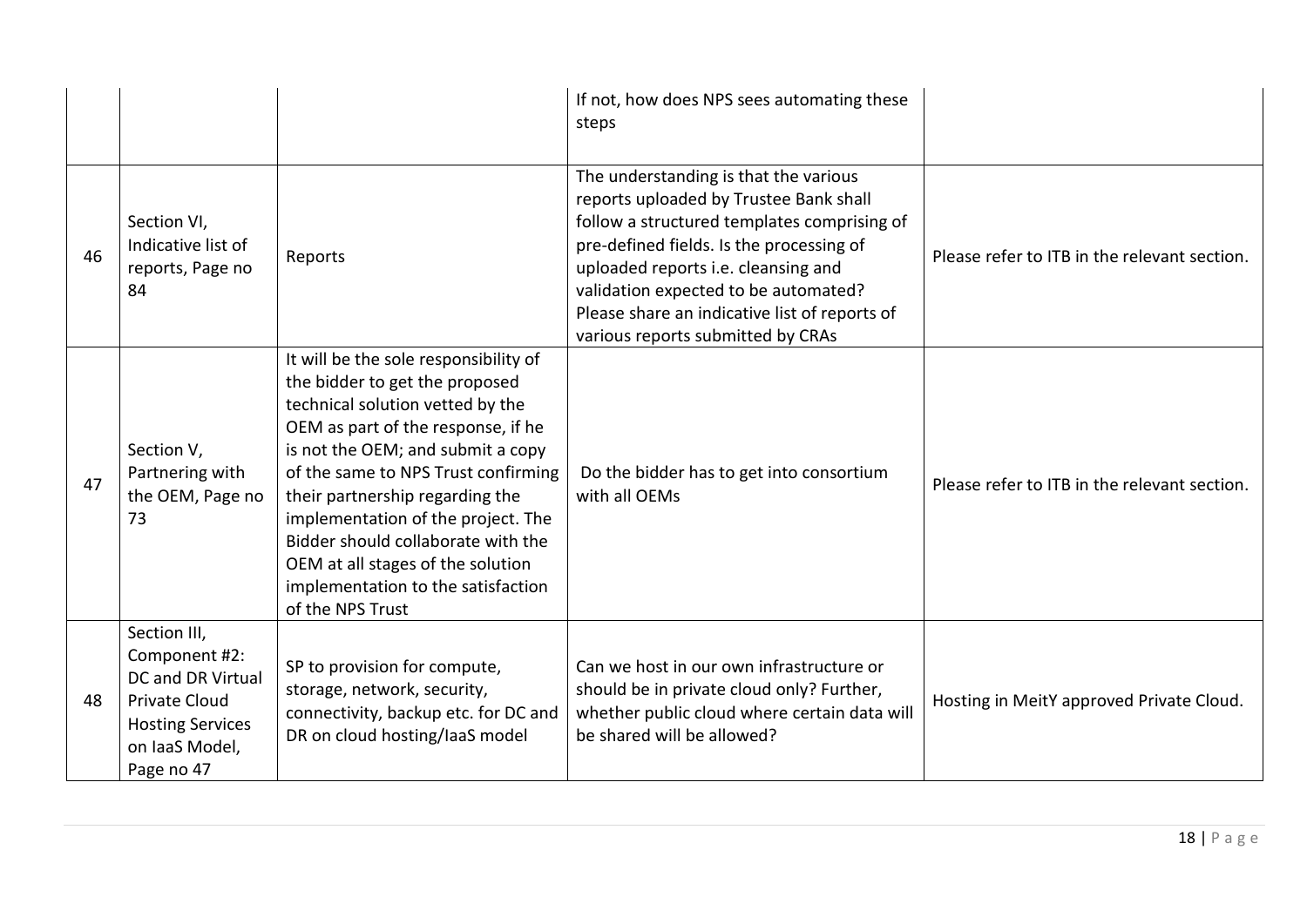| | | | If not, how does NPS sees automating these steps | |
|---|---|---|---|---|
| 46 | Section VI, Indicative list of reports, Page no 84 | Reports | The understanding is that the various reports uploaded by Trustee Bank shall follow a structured templates comprising of pre-defined fields. Is the processing of uploaded reports i.e. cleansing and validation expected to be automated? Please share an indicative list of reports of various reports submitted by CRAs | Please refer to ITB in the relevant section. |
| 47 | Section V, Partnering with the OEM, Page no 73 | It will be the sole responsibility of the bidder to get the proposed technical solution vetted by the OEM as part of the response, if he is not the OEM; and submit a copy of the same to NPS Trust confirming their partnership regarding the implementation of the project. The Bidder should collaborate with the OEM at all stages of the solution implementation to the satisfaction of the NPS Trust | Do the bidder has to get into consortium with all OEMs | Please refer to ITB in the relevant section. |
| 48 | Section III, Component #2: DC and DR Virtual Private Cloud Hosting Services on IaaS Model, Page no 47 | SP to provision for compute, storage, network, security, connectivity, backup etc. for DC and DR on cloud hosting/IaaS model | Can we host in our own infrastructure or should be in private cloud only? Further, whether public cloud where certain data will be shared will be allowed? | Hosting in MeitY approved Private Cloud. |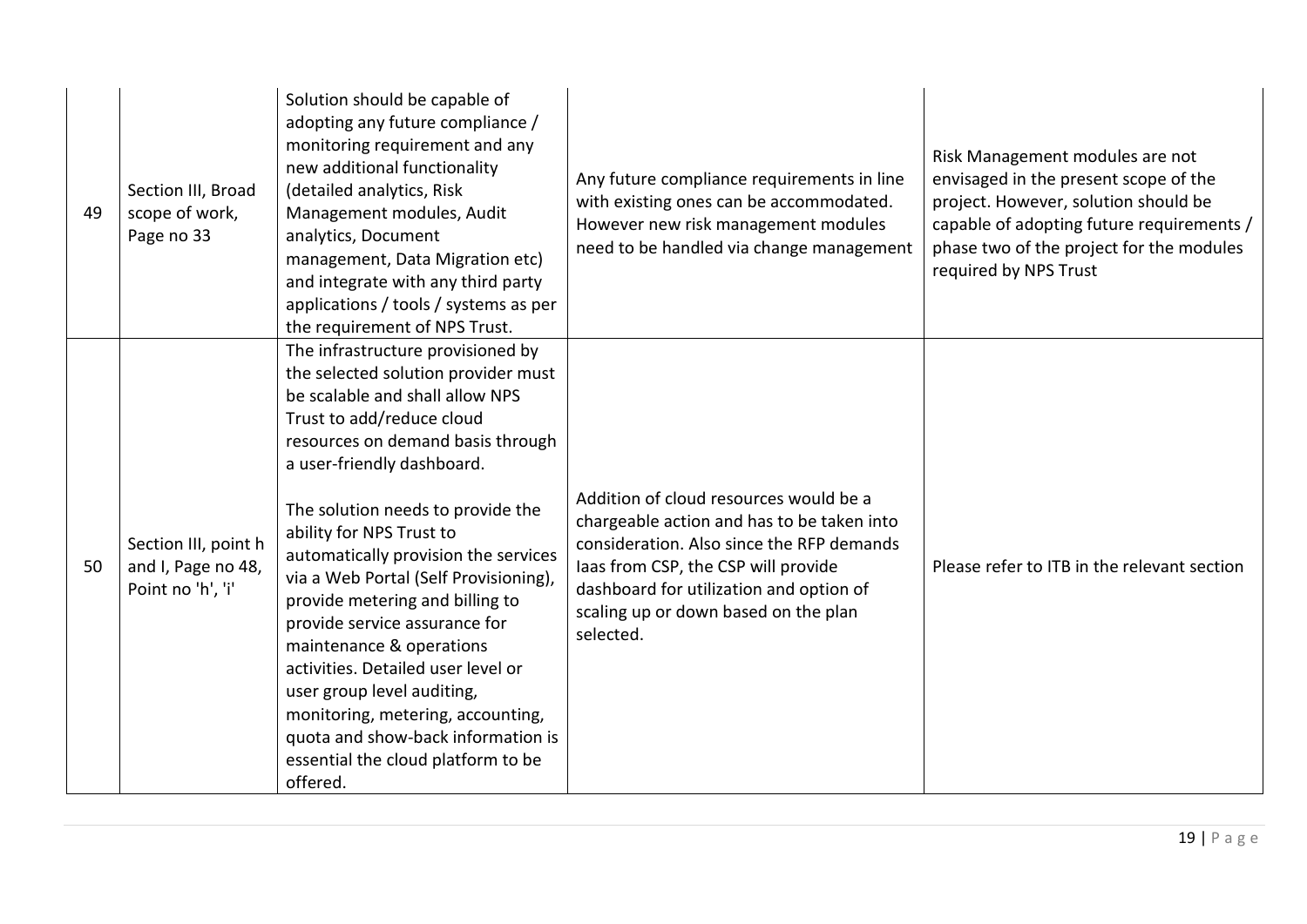| | | | | |
|---|---|---|---|---|
| 49 | Section III, Broad scope of work, Page no 33 | Solution should be capable of adopting any future compliance / monitoring requirement and any new additional functionality (detailed analytics, Risk Management modules, Audit analytics, Document management, Data Migration etc) and integrate with any third party applications / tools / systems as per the requirement of NPS Trust. | Any future compliance requirements in line with existing ones can be accommodated. However new risk management modules need to be handled via change management | Risk Management modules are not envisaged in the present scope of the project. However, solution should be capable of adopting future requirements / phase two of the project for the modules required by NPS Trust |
| 50 | Section III, point h and I, Page no 48, Point no 'h', 'i' | The infrastructure provisioned by the selected solution provider must be scalable and shall allow NPS Trust to add/reduce cloud resources on demand basis through a user-friendly dashboard.<br><br>The solution needs to provide the ability for NPS Trust to automatically provision the services via a Web Portal (Self Provisioning), provide metering and billing to provide service assurance for maintenance & operations activities. Detailed user level or user group level auditing, monitoring, metering, accounting, quota and show-back information is essential the cloud platform to be offered. | Addition of cloud resources would be a chargeable action and has to be taken into consideration. Also since the RFP demands Iaas from CSP, the CSP will provide dashboard for utilization and option of scaling up or down based on the plan selected. | Please refer to ITB in the relevant section |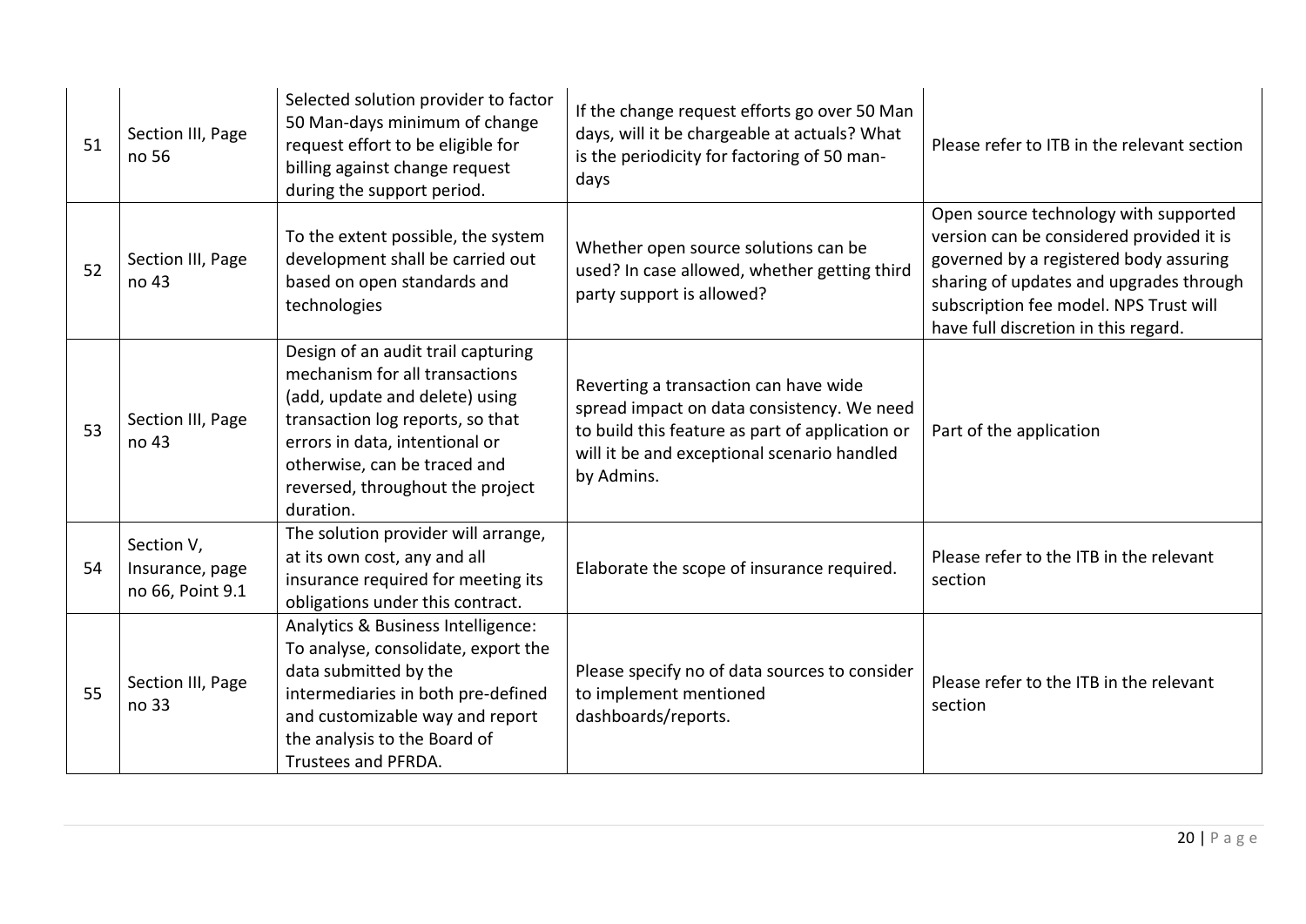| 51 | Section III, Page no 56 | Selected solution provider to factor 50 Man-days minimum of change request effort to be eligible for billing against change request during the support period. | If the change request efforts go over 50 Man days, will it be chargeable at actuals? What is the periodicity for factoring of 50 man-days | Please refer to ITB in the relevant section |
|---|---|---|---|---|
| 52 | Section III, Page no 43 | To the extent possible, the system development shall be carried out based on open standards and technologies | Whether open source solutions can be used? In case allowed, whether getting third party support is allowed? | Open source technology with supported version can be considered provided it is governed by a registered body assuring sharing of updates and upgrades through subscription fee model. NPS Trust will have full discretion in this regard. |
| 53 | Section III, Page no 43 | Design of an audit trail capturing mechanism for all transactions (add, update and delete) using transaction log reports, so that errors in data, intentional or otherwise, can be traced and reversed, throughout the project duration. | Reverting a transaction can have wide spread impact on data consistency. We need to build this feature as part of application or will it be and exceptional scenario handled by Admins. | Part of the application |
| 54 | Section V, Insurance, page no 66, Point 9.1 | The solution provider will arrange, at its own cost, any and all insurance required for meeting its obligations under this contract. | Elaborate the scope of insurance required. | Please refer to the ITB in the relevant section |
| 55 | Section III, Page no 33 | Analytics & Business Intelligence: To analyse, consolidate, export the data submitted by the intermediaries in both pre-defined and customizable way and report the analysis to the Board of Trustees and PFRDA. | Please specify no of data sources to consider to implement mentioned dashboards/reports. | Please refer to the ITB in the relevant section |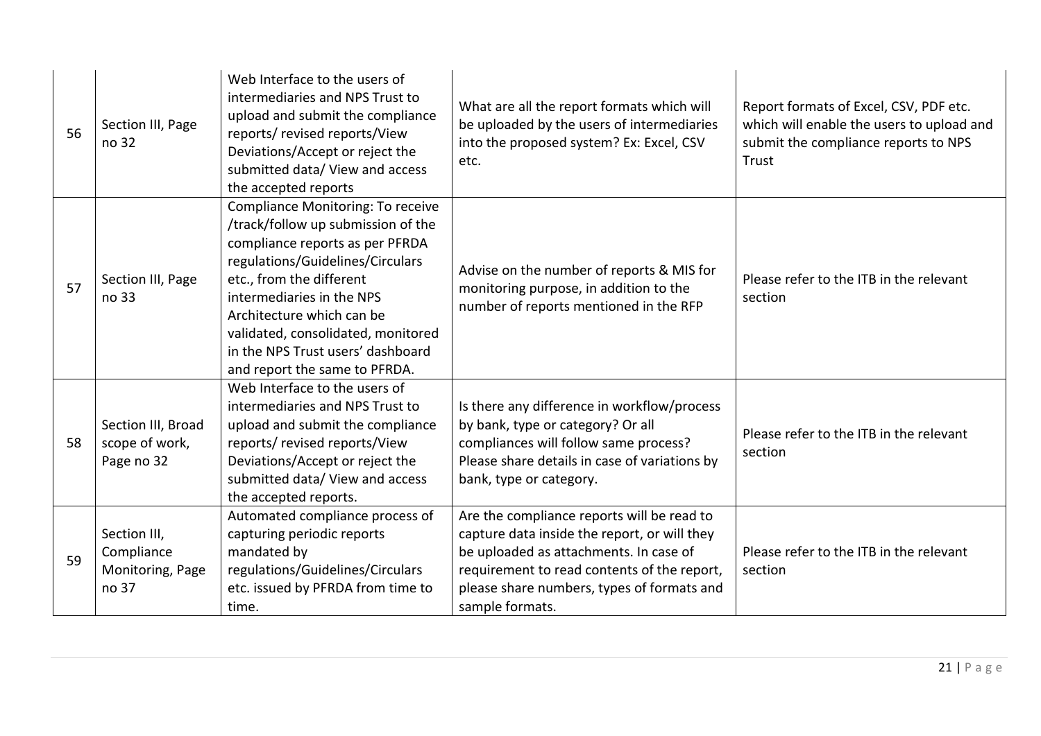| 56 | Section III, Page no 32 | Web Interface to the users of intermediaries and NPS Trust to upload and submit the compliance reports/ revised reports/View Deviations/Accept or reject the submitted data/ View and access the accepted reports | What are all the report formats which will be uploaded by the users of intermediaries into the proposed system? Ex: Excel, CSV etc. | Report formats of Excel, CSV, PDF etc. which will enable the users to upload and submit the compliance reports to NPS Trust |
|---|---|---|---|---|
| 57 | Section III, Page no 33 | Compliance Monitoring: To receive /track/follow up submission of the compliance reports as per PFRDA regulations/Guidelines/Circulars etc., from the different intermediaries in the NPS Architecture which can be validated, consolidated, monitored in the NPS Trust users' dashboard and report the same to PFRDA. | Advise on the number of reports & MIS for monitoring purpose, in addition to the number of reports mentioned in the RFP | Please refer to the ITB in the relevant section |
| 58 | Section III, Broad scope of work, Page no 32 | Web Interface to the users of intermediaries and NPS Trust to upload and submit the compliance reports/ revised reports/View Deviations/Accept or reject the submitted data/ View and access the accepted reports. | Is there any difference in workflow/process by bank, type or category? Or all compliances will follow same process? Please share details in case of variations by bank, type or category. | Please refer to the ITB in the relevant section |
| 59 | Section III, Compliance Monitoring, Page no 37 | Automated compliance process of capturing periodic reports mandated by regulations/Guidelines/Circulars etc. issued by PFRDA from time to time. | Are the compliance reports will be read to capture data inside the report, or will they be uploaded as attachments. In case of requirement to read contents of the report, please share numbers, types of formats and sample formats. | Please refer to the ITB in the relevant section |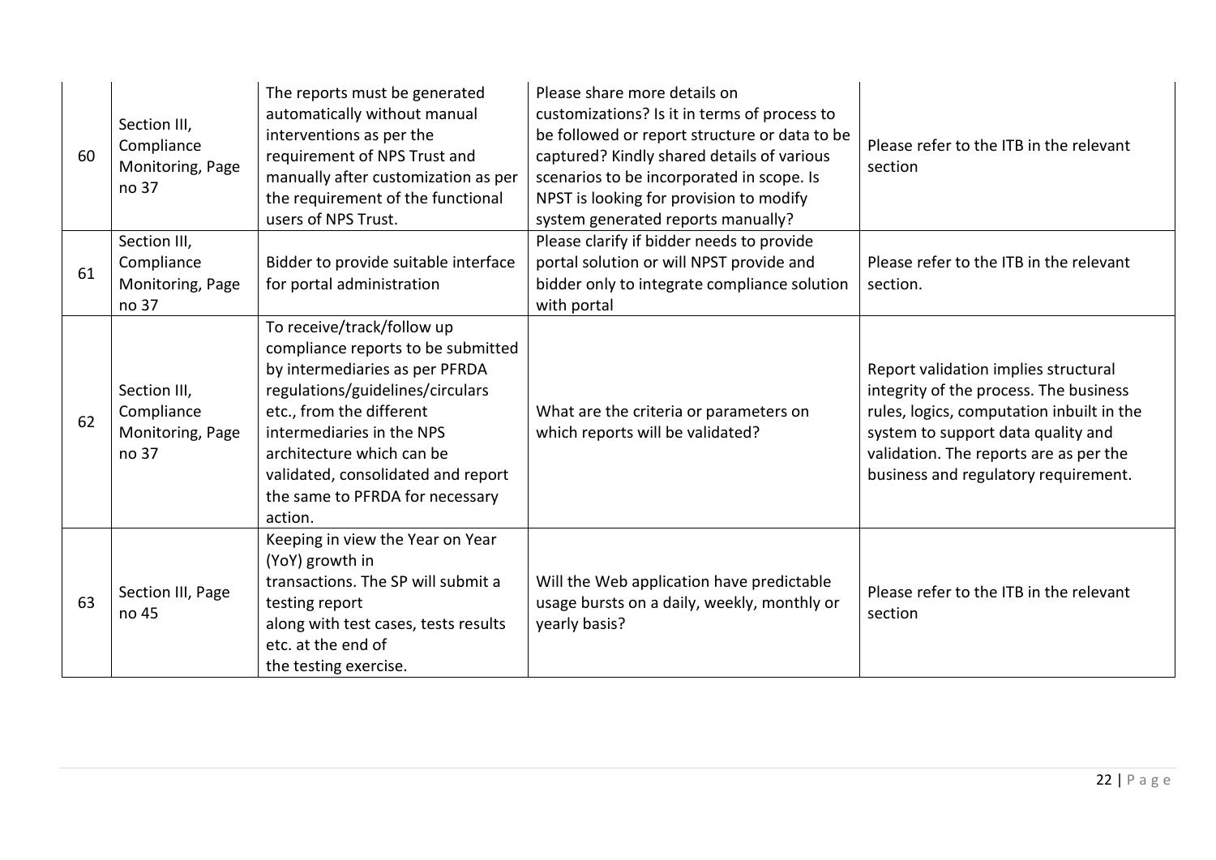| 60 | Section III, Compliance Monitoring, Page no 37 | The reports must be generated automatically without manual interventions as per the requirement of NPS Trust and manually after customization as per the requirement of the functional users of NPS Trust. | Please share more details on customizations? Is it in terms of process to be followed or report structure or data to be captured? Kindly shared details of various scenarios to be incorporated in scope. Is NPST is looking for provision to modify system generated reports manually? | Please refer to the ITB in the relevant section |
|---|---|---|---|---|
| 61 | Section III, Compliance Monitoring, Page no 37 | Bidder to provide suitable interface for portal administration | Please clarify if bidder needs to provide portal solution or will NPST provide and bidder only to integrate compliance solution with portal | Please refer to the ITB in the relevant section. |
| 62 | Section III, Compliance Monitoring, Page no 37 | To receive/track/follow up compliance reports to be submitted by intermediaries as per PFRDA regulations/guidelines/circulars etc., from the different intermediaries in the NPS architecture which can be validated, consolidated and report the same to PFRDA for necessary action. | What are the criteria or parameters on which reports will be validated? | Report validation implies structural integrity of the process. The business rules, logics, computation inbuilt in the system to support data quality and validation. The reports are as per the business and regulatory requirement. |
| 63 | Section III, Page no 45 | Keeping in view the Year on Year (YoY) growth in transactions. The SP will submit a testing report along with test cases, tests results etc. at the end of the testing exercise. | Will the Web application have predictable usage bursts on a daily, weekly, monthly or yearly basis? | Please refer to the ITB in the relevant section |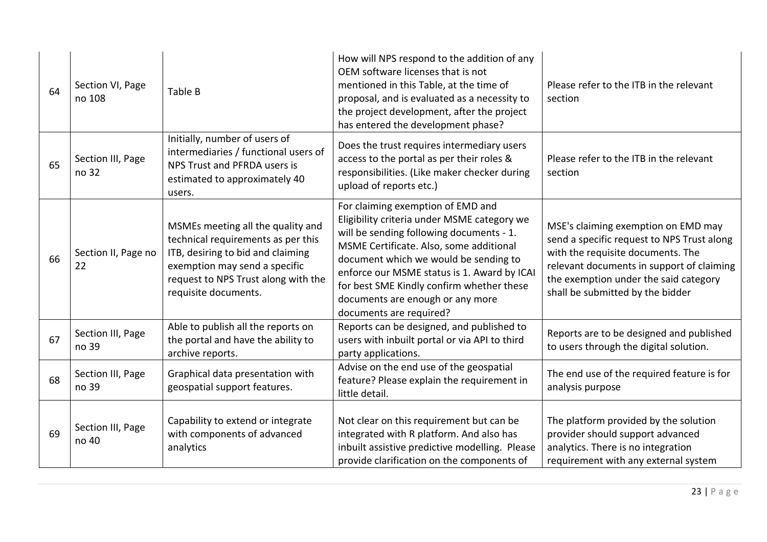| 64 | Section VI, Page no 108 | Table B | How will NPS respond to the addition of any OEM software licenses that is not mentioned in this Table, at the time of proposal, and is evaluated as a necessity to the project development, after the project has entered the development phase? | Please refer to the ITB in the relevant section |
|---|---|---|---|---|
| 65 | Section III, Page no 32 | Initially, number of users of intermediaries / functional users of NPS Trust and PFRDA users is estimated to approximately 40 users. | Does the trust requires intermediary users access to the portal as per their roles & responsibilities. (Like maker checker during upload of reports etc.) | Please refer to the ITB in the relevant section |
| 66 | Section II, Page no 22 | MSMEs meeting all the quality and technical requirements as per this ITB, desiring to bid and claiming exemption may send a specific request to NPS Trust along with the requisite documents. | For claiming exemption of EMD and Eligibility criteria under MSME category we will be sending following documents - 1. MSME Certificate. Also, some additional document which we would be sending to enforce our MSME status is 1. Award by ICAI for best SME Kindly confirm whether these documents are enough or any more documents are required? | MSE's claiming exemption on EMD may send a specific request to NPS Trust along with the requisite documents. The relevant documents in support of claiming the exemption under the said category shall be submitted by the bidder |
| 67 | Section III, Page no 39 | Able to publish all the reports on the portal and have the ability to archive reports. | Reports can be designed, and published to users with inbuilt portal or via API to third party applications. | Reports are to be designed and published to users through the digital solution. |
| 68 | Section III, Page no 39 | Graphical data presentation with geospatial support features. | Advise on the end use of the geospatial feature? Please explain the requirement in little detail. | The end use of the required feature is for analysis purpose |
| 69 | Section III, Page no 40 | Capability to extend or integrate with components of advanced analytics | Not clear on this requirement but can be integrated with R platform. And also has inbuilt assistive predictive modelling. Please provide clarification on the components of | The platform provided by the solution provider should support advanced analytics. There is no integration requirement with any external system |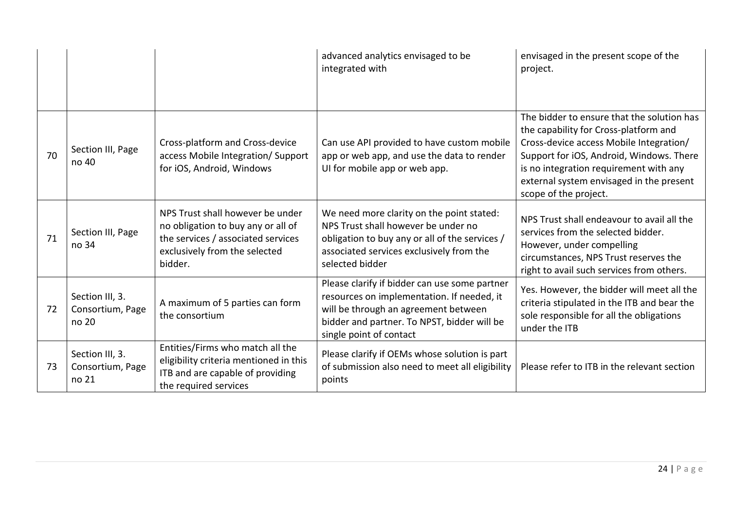| | | | | |
|---|---|---|---|---|
| | | | advanced analytics envisaged to be integrated with | envisaged in the present scope of the project. |
| 70 | Section III, Page no 40 | Cross-platform and Cross-device access Mobile Integration/ Support for iOS, Android, Windows | Can use API provided to have custom mobile app or web app, and use the data to render UI for mobile app or web app. | The bidder to ensure that the solution has the capability for Cross-platform and Cross-device access Mobile Integration/ Support for iOS, Android, Windows. There is no integration requirement with any external system envisaged in the present scope of the project. |
| 71 | Section III, Page no 34 | NPS Trust shall however be under no obligation to buy any or all of the services / associated services exclusively from the selected bidder. | We need more clarity on the point stated: NPS Trust shall however be under no obligation to buy any or all of the services / associated services exclusively from the selected bidder | NPS Trust shall endeavour to avail all the services from the selected bidder. However, under compelling circumstances, NPS Trust reserves the right to avail such services from others. |
| 72 | Section III, 3. Consortium, Page no 20 | A maximum of 5 parties can form the consortium | Please clarify if bidder can use some partner resources on implementation. If needed, it will be through an agreement between bidder and partner. To NPST, bidder will be single point of contact | Yes. However, the bidder will meet all the criteria stipulated in the ITB and bear the sole responsible for all the obligations under the ITB |
| 73 | Section III, 3. Consortium, Page no 21 | Entities/Firms who match all the eligibility criteria mentioned in this ITB and are capable of providing the required services | Please clarify if OEMs whose solution is part of submission also need to meet all eligibility points | Please refer to ITB in the relevant section |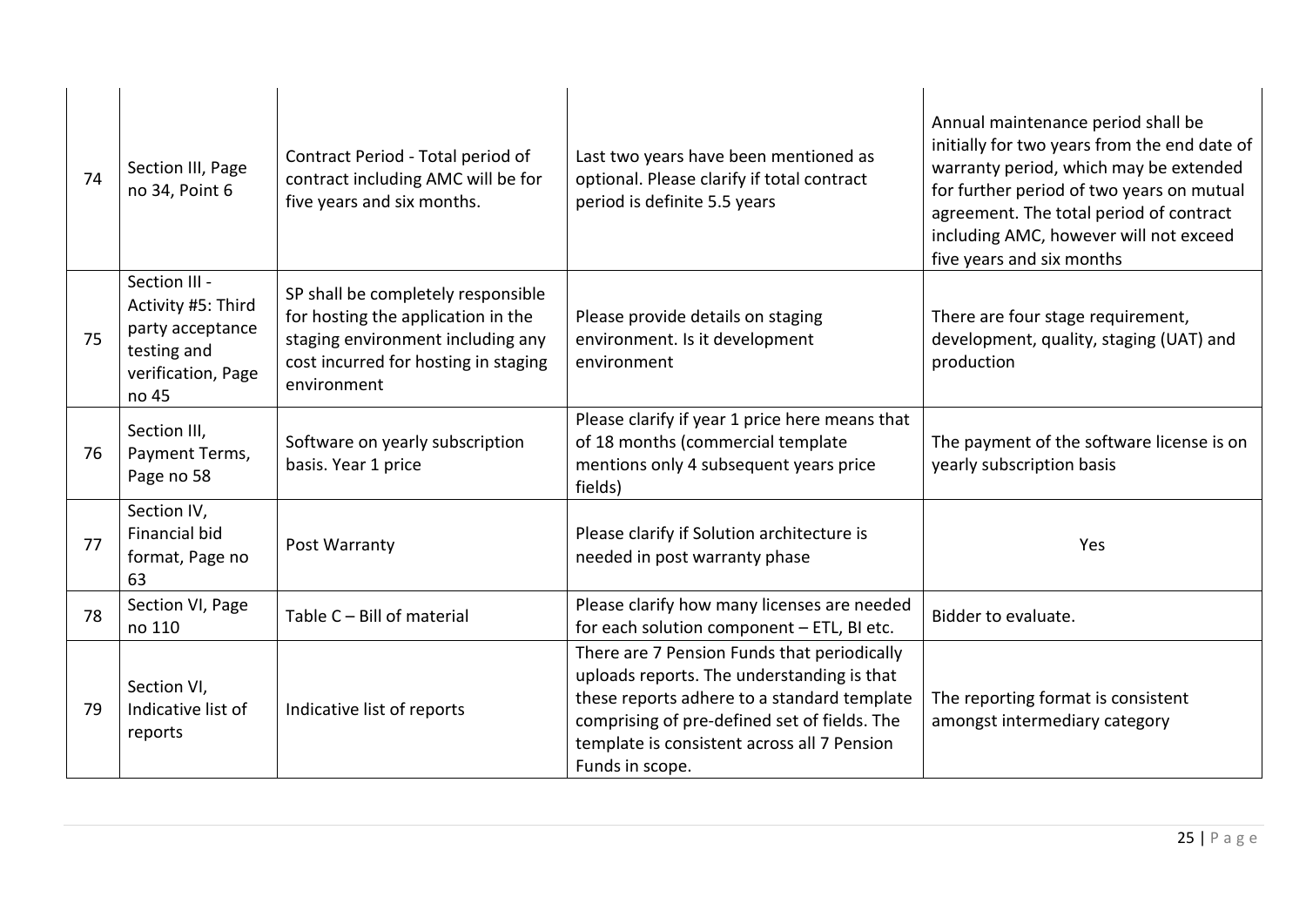| 74 | Section III, Page no 34, Point 6 | Contract Period - Total period of contract including AMC will be for five years and six months. | Last two years have been mentioned as optional. Please clarify if total contract period is definite 5.5 years | Annual maintenance period shall be initially for two years from the end date of warranty period, which may be extended for further period of two years on mutual agreement. The total period of contract including AMC, however will not exceed five years and six months |
|---|---|---|---|---|
| 75 | Section III - Activity #5: Third party acceptance testing and verification, Page no 45 | SP shall be completely responsible for hosting the application in the staging environment including any cost incurred for hosting in staging environment | Please provide details on staging environment. Is it development environment | There are four stage requirement, development, quality, staging (UAT) and production |
| 76 | Section III, Payment Terms, Page no 58 | Software on yearly subscription basis. Year 1 price | Please clarify if year 1 price here means that of 18 months (commercial template mentions only 4 subsequent years price fields) | The payment of the software license is on yearly subscription basis |
| 77 | Section IV, Financial bid format, Page no 63 | Post Warranty | Please clarify if Solution architecture is needed in post warranty phase | Yes |
| 78 | Section VI, Page no 110 | Table C – Bill of material | Please clarify how many licenses are needed for each solution component – ETL, BI etc. | Bidder to evaluate. |
| 79 | Section VI, Indicative list of reports | Indicative list of reports | There are 7 Pension Funds that periodically uploads reports. The understanding is that these reports adhere to a standard template comprising of pre-defined set of fields. The template is consistent across all 7 Pension Funds in scope. | The reporting format is consistent amongst intermediary category |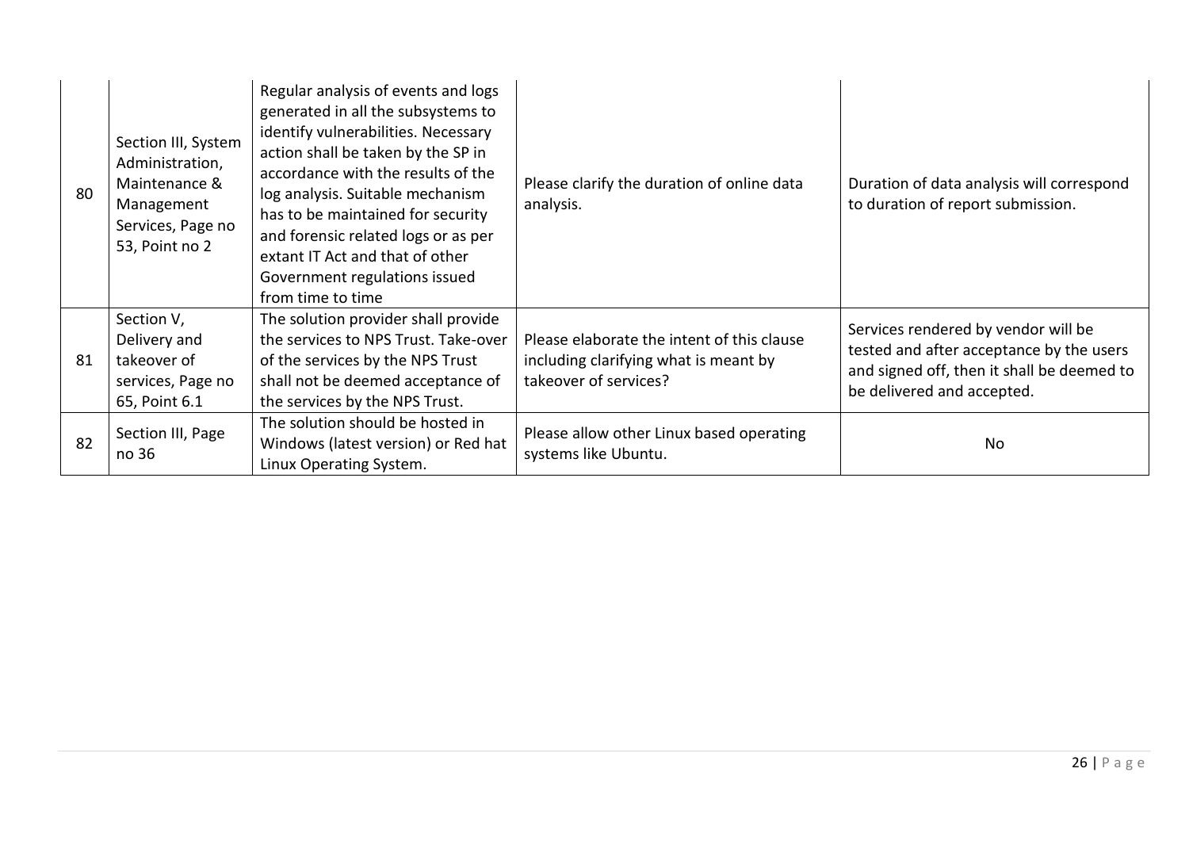| | | | | |
|---|---|---|---|---|
| 80 | Section III, System Administration, Maintenance & Management Services, Page no 53, Point no 2 | Regular analysis of events and logs generated in all the subsystems to identify vulnerabilities. Necessary action shall be taken by the SP in accordance with the results of the log analysis. Suitable mechanism has to be maintained for security and forensic related logs or as per extant IT Act and that of other Government regulations issued from time to time | Please clarify the duration of online data analysis. | Duration of data analysis will correspond to duration of report submission. |
| 81 | Section V, Delivery and takeover of services, Page no 65, Point 6.1 | The solution provider shall provide the services to NPS Trust. Take-over of the services by the NPS Trust shall not be deemed acceptance of the services by the NPS Trust. | Please elaborate the intent of this clause including clarifying what is meant by takeover of services? | Services rendered by vendor will be tested and after acceptance by the users and signed off, then it shall be deemed to be delivered and accepted. |
| 82 | Section III, Page no 36 | The solution should be hosted in Windows (latest version) or Red hat Linux Operating System. | Please allow other Linux based operating systems like Ubuntu. | No |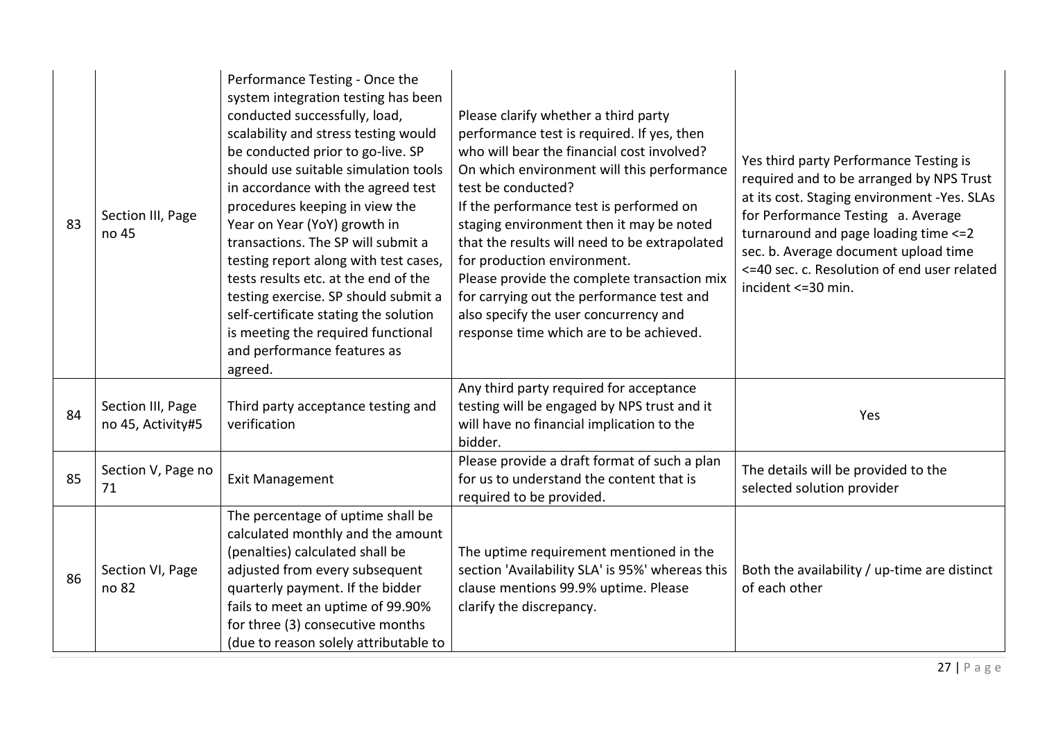| 83 | Section III, Page no 45 | Performance Testing - Once the system integration testing has been conducted successfully, load, scalability and stress testing would be conducted prior to go-live. SP should use suitable simulation tools in accordance with the agreed test procedures keeping in view the Year on Year (YoY) growth in transactions. The SP will submit a testing report along with test cases, tests results etc. at the end of the testing exercise. SP should submit a self-certificate stating the solution is meeting the required functional and performance features as agreed. | Please clarify whether a third party performance test is required. If yes, then who will bear the financial cost involved? On which environment will this performance test be conducted?<br>If the performance test is performed on staging environment then it may be noted that the results will need to be extrapolated for production environment.<br>Please provide the complete transaction mix for carrying out the performance test and also specify the user concurrency and response time which are to be achieved. | Yes third party Performance Testing is required and to be arranged by NPS Trust at its cost. Staging environment -Yes. SLAs for Performance Testing a. Average turnaround and page loading time <=2 sec. b. Average document upload time <=40 sec. c. Resolution of end user related incident <=30 min. |
|---|---|---|---|---|
| 84 | Section III, Page no 45, Activity#5 | Third party acceptance testing and verification | Any third party required for acceptance testing will be engaged by NPS trust and it will have no financial implication to the bidder. | Yes |
| 85 | Section V, Page no 71 | Exit Management | Please provide a draft format of such a plan for us to understand the content that is required to be provided. | The details will be provided to the selected solution provider |
| 86 | Section VI, Page no 82 | The percentage of uptime shall be calculated monthly and the amount (penalties) calculated shall be adjusted from every subsequent quarterly payment. If the bidder fails to meet an uptime of 99.90% for three (3) consecutive months (due to reason solely attributable to | The uptime requirement mentioned in the section 'Availability SLA' is 95%' whereas this clause mentions 99.9% uptime. Please clarify the discrepancy. | Both the availability / up-time are distinct of each other |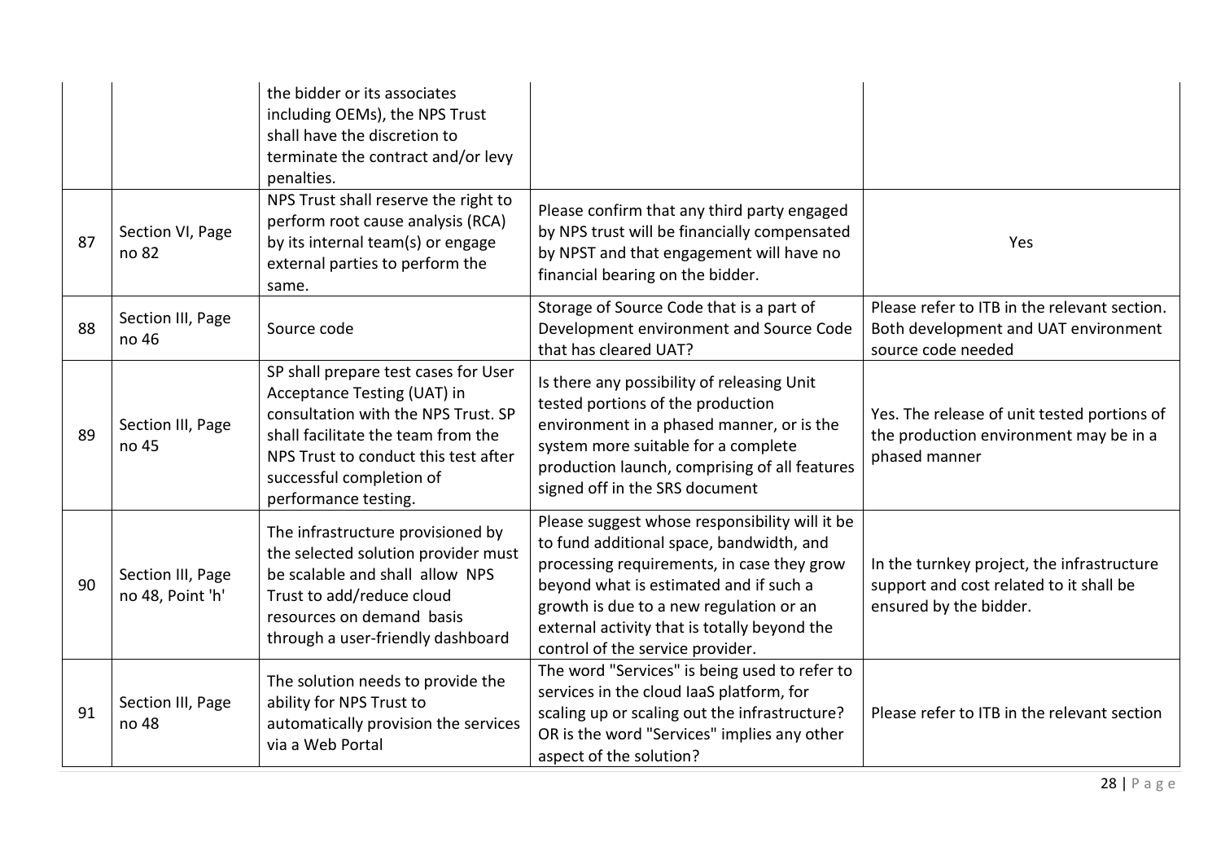| | | | | |
|---|---|---|---|---|
| | | the bidder or its associates including OEMs), the NPS Trust shall have the discretion to terminate the contract and/or levy penalties. | | |
| 87 | Section VI, Page no 82 | NPS Trust shall reserve the right to perform root cause analysis (RCA) by its internal team(s) or engage external parties to perform the same. | Please confirm that any third party engaged by NPS trust will be financially compensated by NPST and that engagement will have no financial bearing on the bidder. | Yes |
| 88 | Section III, Page no 46 | Source code | Storage of Source Code that is a part of Development environment and Source Code that has cleared UAT? | Please refer to ITB in the relevant section. Both development and UAT environment source code needed |
| 89 | Section III, Page no 45 | SP shall prepare test cases for User Acceptance Testing (UAT) in consultation with the NPS Trust. SP shall facilitate the team from the NPS Trust to conduct this test after successful completion of performance testing. | Is there any possibility of releasing Unit tested portions of the production environment in a phased manner, or is the system more suitable for a complete production launch, comprising of all features signed off in the SRS document | Yes. The release of unit tested portions of the production environment may be in a phased manner |
| 90 | Section III, Page no 48, Point 'h' | The infrastructure provisioned by the selected solution provider must be scalable and shall allow NPS Trust to add/reduce cloud resources on demand basis through a user-friendly dashboard | Please suggest whose responsibility will it be to fund additional space, bandwidth, and processing requirements, in case they grow beyond what is estimated and if such a growth is due to a new regulation or an external activity that is totally beyond the control of the service provider. | In the turnkey project, the infrastructure support and cost related to it shall be ensured by the bidder. |
| 91 | Section III, Page no 48 | The solution needs to provide the ability for NPS Trust to automatically provision the services via a Web Portal | The word "Services" is being used to refer to services in the cloud IaaS platform, for scaling up or scaling out the infrastructure? OR is the word "Services" implies any other aspect of the solution? | Please refer to ITB in the relevant section |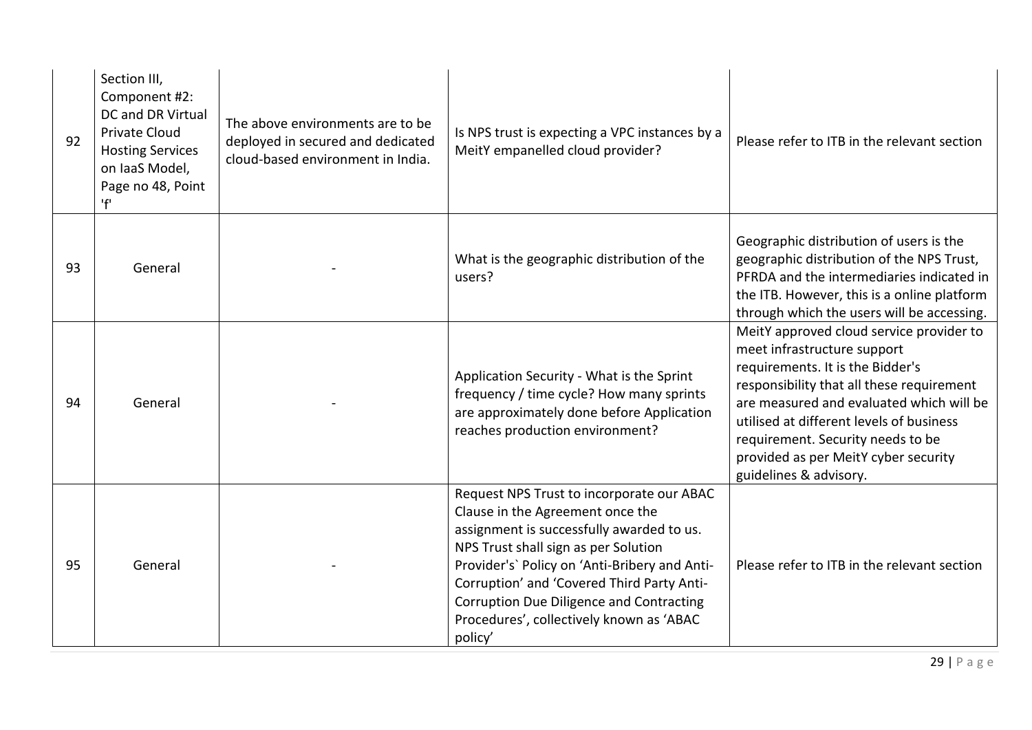| 92 | Section III, Component #2: DC and DR Virtual Private Cloud Hosting Services on IaaS Model, Page no 48, Point 'f' | The above environments are to be deployed in secured and dedicated cloud-based environment in India. | Is NPS trust is expecting a VPC instances by a MeitY empanelled cloud provider? | Please refer to ITB in the relevant section |
|---|---|---|---|---|
| 93 | General | - | What is the geographic distribution of the users? | Geographic distribution of users is the geographic distribution of the NPS Trust, PFRDA and the intermediaries indicated in the ITB. However, this is a online platform through which the users will be accessing. |
| 94 | General | - | Application Security - What is the Sprint frequency / time cycle? How many sprints are approximately done before Application reaches production environment? | MeitY approved cloud service provider to meet infrastructure support requirements. It is the Bidder's responsibility that all these requirement are measured and evaluated which will be utilised at different levels of business requirement. Security needs to be provided as per MeitY cyber security guidelines & advisory. |
| 95 | General | - | Request NPS Trust to incorporate our ABAC Clause in the Agreement once the assignment is successfully awarded to us. NPS Trust shall sign as per Solution Provider's` Policy on 'Anti-Bribery and Anti-Corruption' and 'Covered Third Party Anti-Corruption Due Diligence and Contracting Procedures', collectively known as 'ABAC policy' | Please refer to ITB in the relevant section |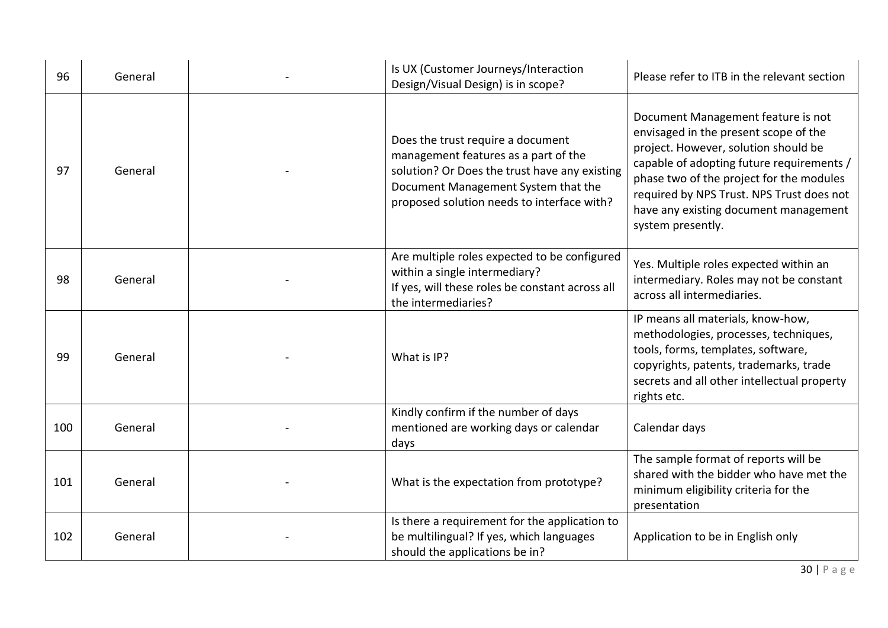| 96 | General | - | Is UX (Customer Journeys/Interaction Design/Visual Design) is in scope? | Please refer to ITB in the relevant section |
|---|---|---|---|---|
| 97 | General | - | Does the trust require a document management features as a part of the solution? Or Does the trust have any existing Document Management System that the proposed solution needs to interface with? | Document Management feature is not envisaged in the present scope of the project. However, solution should be capable of adopting future requirements / phase two of the project for the modules required by NPS Trust. NPS Trust does not have any existing document management system presently. |
| 98 | General | - | Are multiple roles expected to be configured within a single intermediary?<br>If yes, will these roles be constant across all the intermediaries? | Yes. Multiple roles expected within an intermediary. Roles may not be constant across all intermediaries. |
| 99 | General | - | What is IP? | IP means all materials, know-how, methodologies, processes, techniques, tools, forms, templates, software, copyrights, patents, trademarks, trade secrets and all other intellectual property rights etc. |
| 100 | General | - | Kindly confirm if the number of days mentioned are working days or calendar days | Calendar days |
| 101 | General | - | What is the expectation from prototype? | The sample format of reports will be shared with the bidder who have met the minimum eligibility criteria for the presentation |
| 102 | General | - | Is there a requirement for the application to be multilingual? If yes, which languages should the applications be in? | Application to be in English only |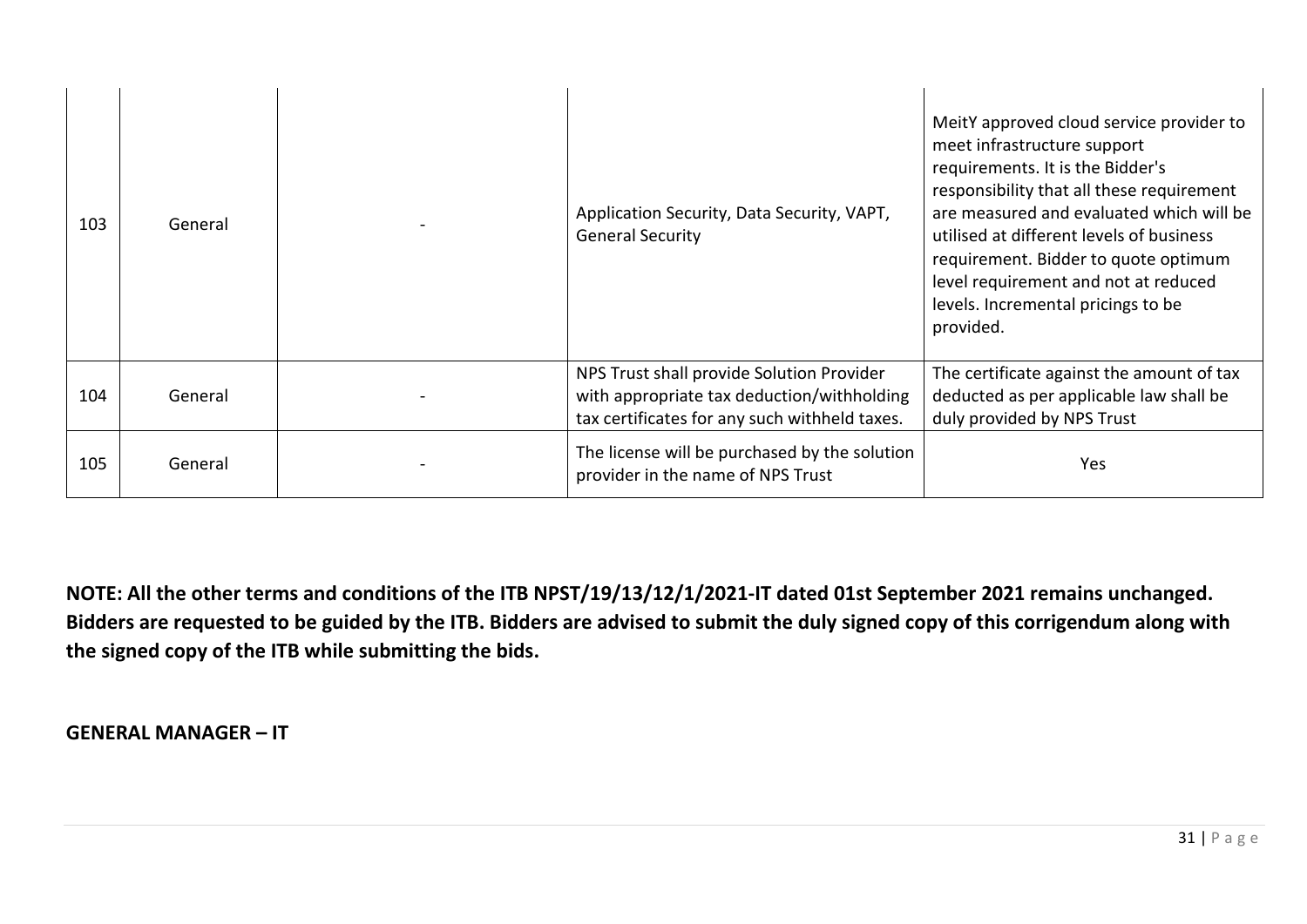| | | | | |
|---|---|---|---|---|
| 103 | General | - | Application Security, Data Security, VAPT, General Security | MeitY approved cloud service provider to meet infrastructure support requirements. It is the Bidder's responsibility that all these requirement are measured and evaluated which will be utilised at different levels of business requirement. Bidder to quote optimum level requirement and not at reduced levels. Incremental pricings to be provided. |
| 104 | General | - | NPS Trust shall provide Solution Provider with appropriate tax deduction/withholding tax certificates for any such withheld taxes. | The certificate against the amount of tax deducted as per applicable law shall be duly provided by NPS Trust |
| 105 | General | - | The license will be purchased by the solution provider in the name of NPS Trust | Yes |

**NOTE: All the other terms and conditions of the ITB NPST/19/13/12/1/2021-IT dated 01st September 2021 remains unchanged. Bidders are requested to be guided by the ITB. Bidders are advised to submit the duly signed copy of this corrigendum along with the signed copy of the ITB while submitting the bids.**

**GENERAL MANAGER – IT**